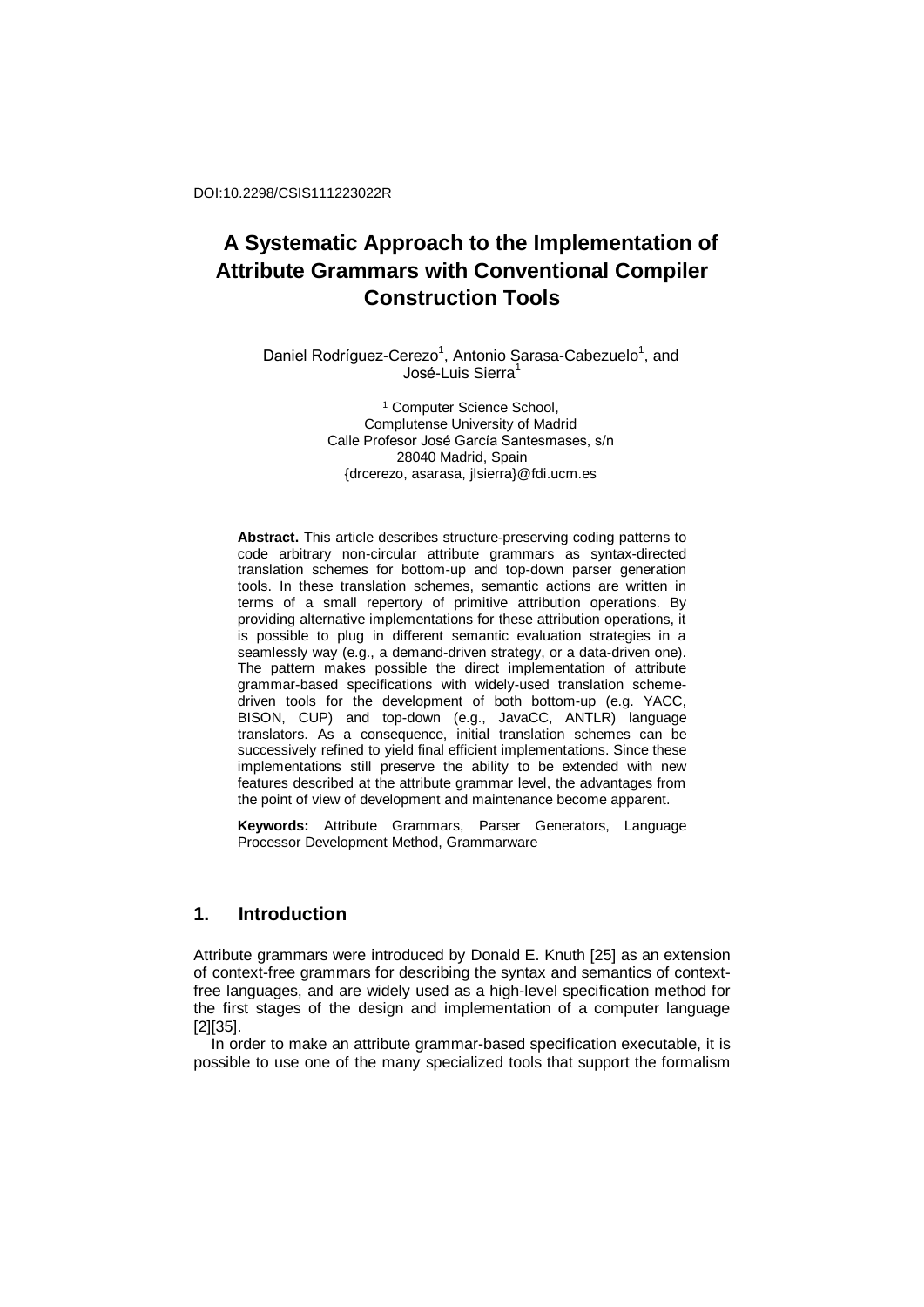DOI:10.2298/CSIS111223022R

# A Systematic Approach to the Implementation of Attribute Grammars with Conventional Compiler Construction Tools

Daniel Rodríguez-Cerezo[1], Antonio Sarasa-Cabezuelo[1], and José-Luis Sierra[1]

[1] Computer Science School,
Complutense University of Madrid
Calle Profesor José García Santesmases, s/n
28040 Madrid, Spain
{drcerezo, asarasa, jlsierra}@fdi.ucm.es

**Abstract.** This article describes structure-preserving coding patterns to code arbitrary non-circular attribute grammars as syntax-directed translation schemes for bottom-up and top-down parser generation tools. In these translation schemes, semantic actions are written in terms of a small repertory of primitive attribution operations. By providing alternative implementations for these attribution operations, it is possible to plug in different semantic evaluation strategies in a seamlessly way (e.g., a demand-driven strategy, or a data-driven one). The pattern makes possible the direct implementation of attribute grammar-based specifications with widely-used translation scheme-driven tools for the development of both bottom-up (e.g. YACC, BISON, CUP) and top-down (e.g., JavaCC, ANTLR) language translators. As a consequence, initial translation schemes can be successively refined to yield final efficient implementations. Since these implementations still preserve the ability to be extended with new features described at the attribute grammar level, the advantages from the point of view of development and maintenance become apparent.

**Keywords:** Attribute Grammars, Parser Generators, Language Processor Development Method, Grammarware

## 1. Introduction

Attribute grammars were introduced by Donald E. Knuth [25] as an extension of context-free grammars for describing the syntax and semantics of context-free languages, and are widely used as a high-level specification method for the first stages of the design and implementation of a computer language [2][35].

In order to make an attribute grammar-based specification executable, it is possible to use one of the many specialized tools that support the formalism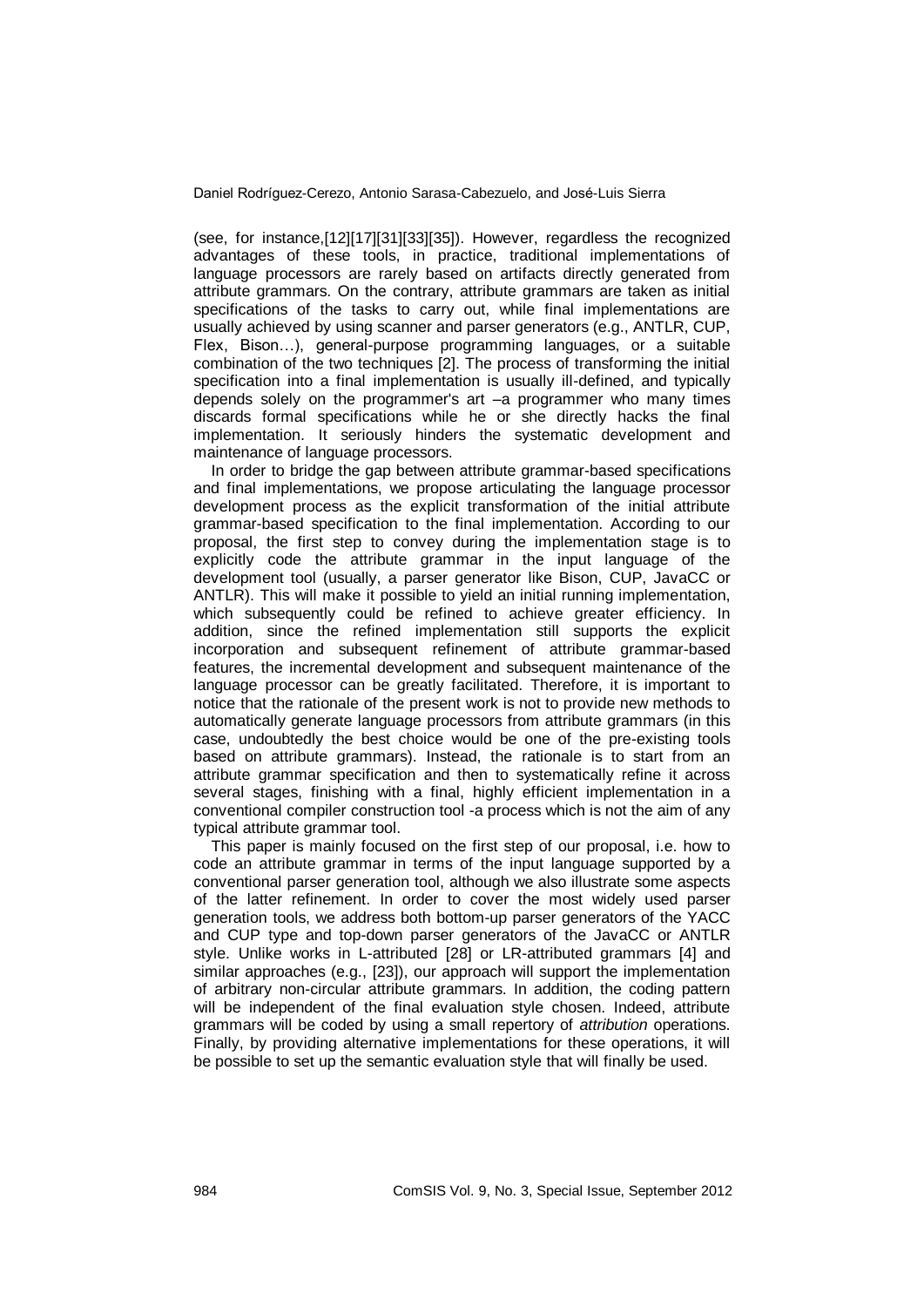(see, for instance,[12][17][31][33][35]). However, regardless the recognized advantages of these tools, in practice, traditional implementations of language processors are rarely based on artifacts directly generated from attribute grammars. On the contrary, attribute grammars are taken as initial specifications of the tasks to carry out, while final implementations are usually achieved by using scanner and parser generators (e.g., ANTLR, CUP, Flex, Bison…), general-purpose programming languages, or a suitable combination of the two techniques [2]. The process of transforming the initial specification into a final implementation is usually ill-defined, and typically depends solely on the programmer's art –a programmer who many times discards formal specifications while he or she directly hacks the final implementation. It seriously hinders the systematic development and maintenance of language processors.

In order to bridge the gap between attribute grammar-based specifications and final implementations, we propose articulating the language processor development process as the explicit transformation of the initial attribute grammar-based specification to the final implementation. According to our proposal, the first step to convey during the implementation stage is to explicitly code the attribute grammar in the input language of the development tool (usually, a parser generator like Bison, CUP, JavaCC or ANTLR). This will make it possible to yield an initial running implementation, which subsequently could be refined to achieve greater efficiency. In addition, since the refined implementation still supports the explicit incorporation and subsequent refinement of attribute grammar-based features, the incremental development and subsequent maintenance of the language processor can be greatly facilitated. Therefore, it is important to notice that the rationale of the present work is not to provide new methods to automatically generate language processors from attribute grammars (in this case, undoubtedly the best choice would be one of the pre-existing tools based on attribute grammars). Instead, the rationale is to start from an attribute grammar specification and then to systematically refine it across several stages, finishing with a final, highly efficient implementation in a conventional compiler construction tool -a process which is not the aim of any typical attribute grammar tool.

This paper is mainly focused on the first step of our proposal, i.e. how to code an attribute grammar in terms of the input language supported by a conventional parser generation tool, although we also illustrate some aspects of the latter refinement. In order to cover the most widely used parser generation tools, we address both bottom-up parser generators of the YACC and CUP type and top-down parser generators of the JavaCC or ANTLR style. Unlike works in L-attributed [28] or LR-attributed grammars [4] and similar approaches (e.g., [23]), our approach will support the implementation of arbitrary non-circular attribute grammars. In addition, the coding pattern will be independent of the final evaluation style chosen. Indeed, attribute grammars will be coded by using a small repertory of *attribution* operations. Finally, by providing alternative implementations for these operations, it will be possible to set up the semantic evaluation style that will finally be used.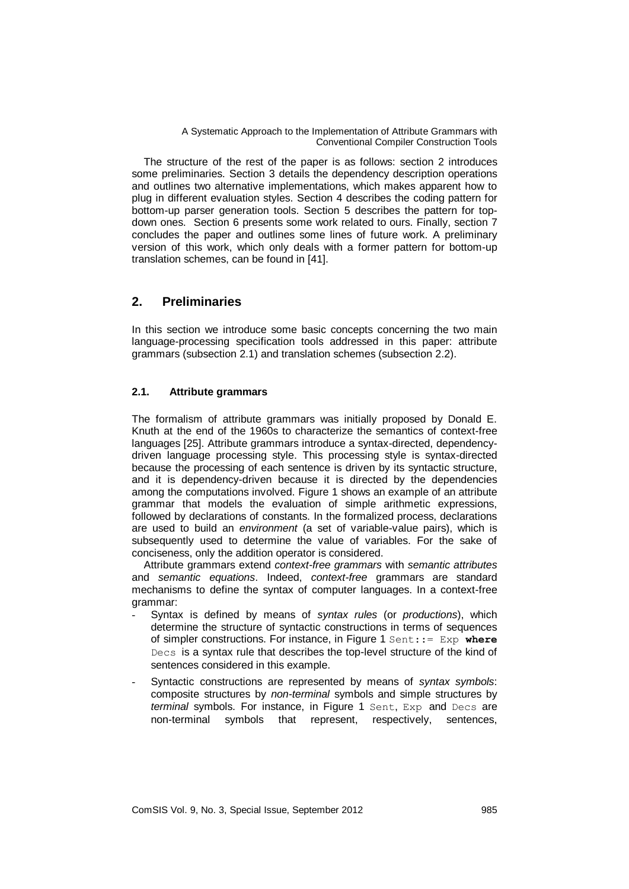The structure of the rest of the paper is as follows: section 2 introduces some preliminaries. Section 3 details the dependency description operations and outlines two alternative implementations, which makes apparent how to plug in different evaluation styles. Section 4 describes the coding pattern for bottom-up parser generation tools. Section 5 describes the pattern for top-down ones. Section 6 presents some work related to ours. Finally, section 7 concludes the paper and outlines some lines of future work. A preliminary version of this work, which only deals with a former pattern for bottom-up translation schemes, can be found in [41].

## 2. Preliminaries

In this section we introduce some basic concepts concerning the two main language-processing specification tools addressed in this paper: attribute grammars (subsection 2.1) and translation schemes (subsection 2.2).

### 2.1. Attribute grammars

The formalism of attribute grammars was initially proposed by Donald E. Knuth at the end of the 1960s to characterize the semantics of context-free languages [25]. Attribute grammars introduce a syntax-directed, dependency-driven language processing style. This processing style is syntax-directed because the processing of each sentence is driven by its syntactic structure, and it is dependency-driven because it is directed by the dependencies among the computations involved. Figure 1 shows an example of an attribute grammar that models the evaluation of simple arithmetic expressions, followed by declarations of constants. In the formalized process, declarations are used to build an *environment* (a set of variable-value pairs), which is subsequently used to determine the value of variables. For the sake of conciseness, only the addition operator is considered.

Attribute grammars extend *context-free grammars* with *semantic attributes* and *semantic equations*. Indeed, *context-free* grammars are standard mechanisms to define the syntax of computer languages. In a context-free grammar:

- Syntax is defined by means of *syntax rules* (or *productions*), which determine the structure of syntactic constructions in terms of sequences of simpler constructions. For instance, in Figure 1 `Sent::= Exp` **`where`** `Decs` is a syntax rule that describes the top-level structure of the kind of sentences considered in this example.
- Syntactic constructions are represented by means of *syntax symbols*: composite structures by *non-terminal* symbols and simple structures by *terminal* symbols. For instance, in Figure 1 `Sent`, `Exp` and `Decs` are non-terminal symbols that represent, respectively, sentences,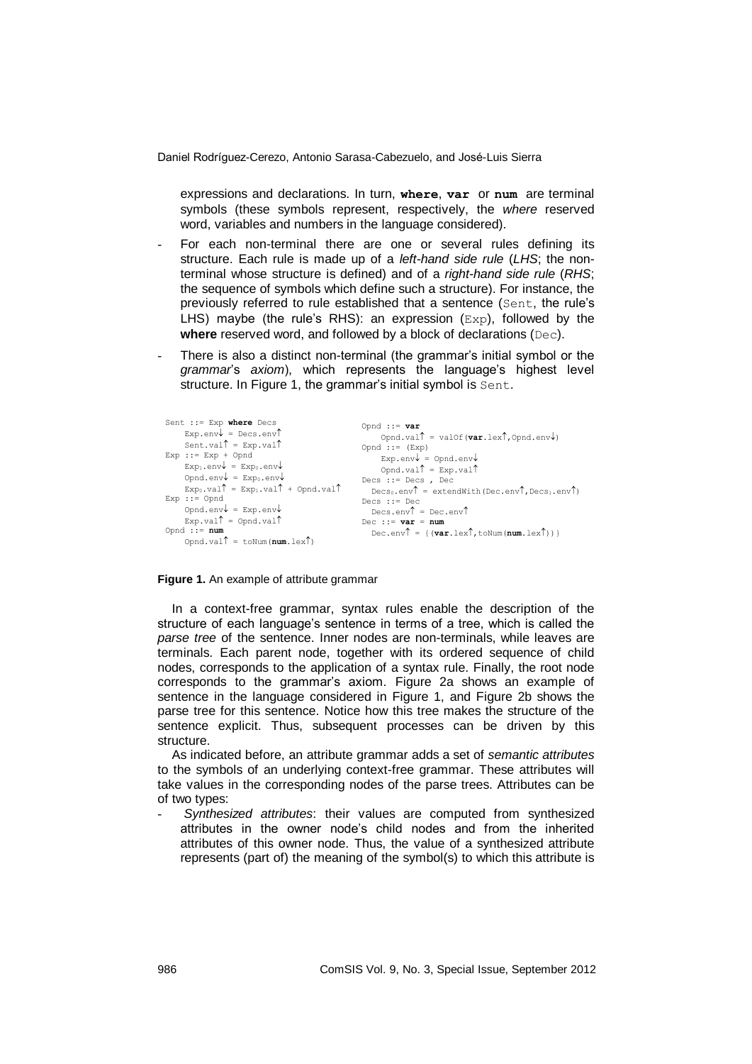expressions and declarations. In turn, **where**, **var** or **num** are terminal symbols (these symbols represent, respectively, the *where* reserved word, variables and numbers in the language considered).

- For each non-terminal there are one or several rules defining its structure. Each rule is made up of a *left-hand side rule* (*LHS*; the non-terminal whose structure is defined) and of a *right-hand side rule* (*RHS*; the sequence of symbols which define such a structure). For instance, the previously referred to rule established that a sentence (`Sent`, the rule's LHS) maybe (the rule's RHS): an expression (`Exp`), followed by the **where** reserved word, and followed by a block of declarations (`Dec`).
- There is also a distinct non-terminal (the grammar's initial symbol or the *grammar's axiom*), which represents the language's highest level structure. In Figure 1, the grammar's initial symbol is `Sent`.

```
Sent ::= Exp where Decs
    Exp.env↓ = Decs.env↑
    Sent.val↑ = Exp.val↑
Exp ::= Exp + Opnd
    Exp1.env↓ = Exp0.env↓
    Opnd.env↓ = Exp0.env↓
    Exp0.val↑ = Exp1.val↑ + Opnd.val↑
Exp ::= Opnd
    Opnd.env↓ = Exp.env↓
    Exp.val↑ = Opnd.val↑
Opnd ::= num
    Opnd.val↑ = toNum(num.lex↑)
Opnd ::= var
    Opnd.val↑ = valOf(var.lex↑,Opnd.env↓)
Opnd ::= (Exp)
    Exp.env↓ = Opnd.env↓
    Opnd.val↑ = Exp.val↑
Decs ::= Decs , Dec
  Decs0.env↑ = extendWith(Dec.env↑,Decs1.env↑)
Decs ::= Dec
  Decs.env↑ = Dec.env↑
Dec ::= var = num
  Dec.env↑ = {(var.lex↑,toNum(num.lex↑))}
```

**Figure 1.** An example of attribute grammar

In a context-free grammar, syntax rules enable the description of the structure of each language's sentence in terms of a tree, which is called the *parse tree* of the sentence. Inner nodes are non-terminals, while leaves are terminals. Each parent node, together with its ordered sequence of child nodes, corresponds to the application of a syntax rule. Finally, the root node corresponds to the grammar's axiom. Figure 2a shows an example of sentence in the language considered in Figure 1, and Figure 2b shows the parse tree for this sentence. Notice how this tree makes the structure of the sentence explicit. Thus, subsequent processes can be driven by this structure.

As indicated before, an attribute grammar adds a set of *semantic attributes* to the symbols of an underlying context-free grammar. These attributes will take values in the corresponding nodes of the parse trees. Attributes can be of two types:

- *Synthesized attributes*: their values are computed from synthesized attributes in the owner node's child nodes and from the inherited attributes of this owner node. Thus, the value of a synthesized attribute represents (part of) the meaning of the symbol(s) to which this attribute is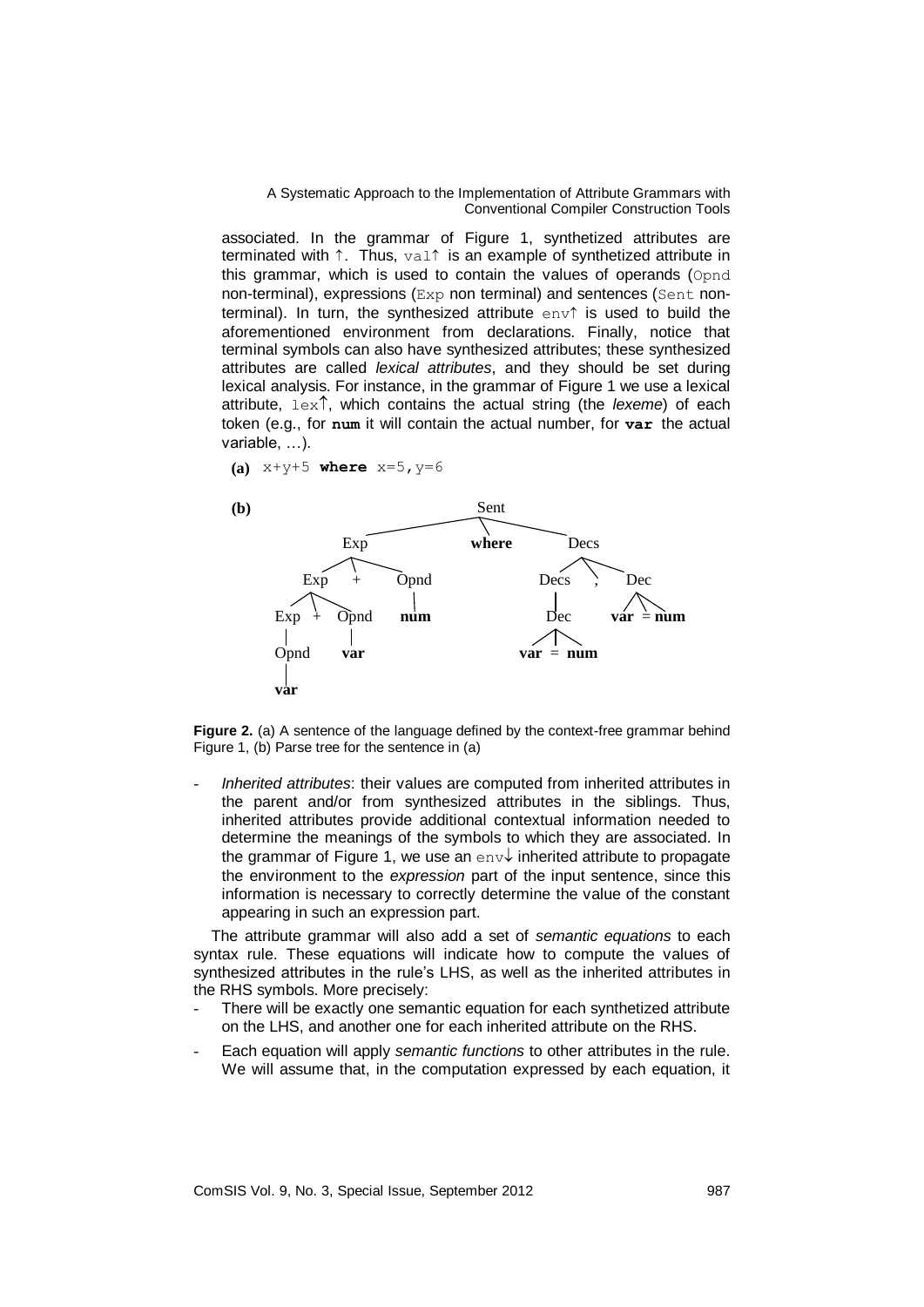associated. In the grammar of Figure 1, synthetized attributes are terminated with ↑. Thus, `val↑` is an example of synthetized attribute in this grammar, which is used to contain the values of operands (`Opnd` non-terminal), expressions (`Exp` non terminal) and sentences (`Sent` non-terminal). In turn, the synthesized attribute `env↑` is used to build the aforementioned environment from declarations. Finally, notice that terminal symbols can also have synthesized attributes; these synthesized attributes are called *lexical attributes*, and they should be set during lexical analysis. For instance, in the grammar of Figure 1 we use a lexical attribute, `lex↑`, which contains the actual string (the *lexeme*) of each token (e.g., for **num** it will contain the actual number, for **var** the actual variable, …).

**(a)** `x+y+5` **where** `x=5,y=6`

**(b)**

```
                                   Sent
                  _________________/|\_________________
                 /                  |                  \
               Exp                where               Decs
             /  |  \                                /   |   \
          Exp   +   Opnd                        Decs    ,    Dec
        /  |  \       |                           |         / | \
     Exp   +   Opnd  num                         Dec      var = num
      |          |                              / | \
    Opnd        var                          var  =  num
      |
     var
```

**Figure 2.** (a) A sentence of the language defined by the context-free grammar behind Figure 1, (b) Parse tree for the sentence in (a)

- *Inherited attributes*: their values are computed from inherited attributes in the parent and/or from synthesized attributes in the siblings. Thus, inherited attributes provide additional contextual information needed to determine the meanings of the symbols to which they are associated. In the grammar of Figure 1, we use an `env↓` inherited attribute to propagate the environment to the *expression* part of the input sentence, since this information is necessary to correctly determine the value of the constant appearing in such an expression part.

The attribute grammar will also add a set of *semantic equations* to each syntax rule. These equations will indicate how to compute the values of synthesized attributes in the rule's LHS, as well as the inherited attributes in the RHS symbols. More precisely:

- There will be exactly one semantic equation for each synthesized attribute on the LHS, and another one for each inherited attribute on the RHS.
- Each equation will apply *semantic functions* to other attributes in the rule. We will assume that, in the computation expressed by each equation, it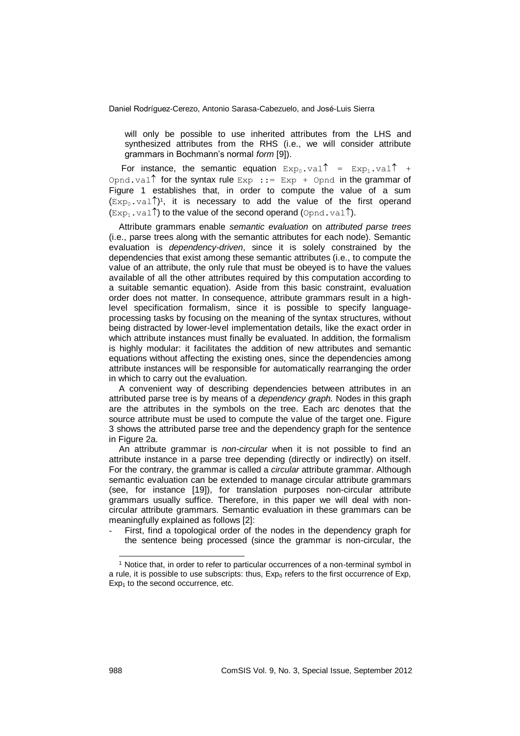will only be possible to use inherited attributes from the LHS and synthesized attributes from the RHS (i.e., we will consider attribute grammars in Bochmann's normal *form* [9]).

For instance, the semantic equation $\texttt{Exp}_0\texttt{.val}\uparrow$ = $\texttt{Exp}_1\texttt{.val}\uparrow$ + $\texttt{Opnd.val}\uparrow$ for the syntax rule `Exp ::= Exp + Opnd` in the grammar of Figure 1 establishes that, in order to compute the value of a sum ($\texttt{Exp}_0\texttt{.val}\uparrow$)[1], it is necessary to add the value of the first operand ($\texttt{Exp}_1\texttt{.val}\uparrow$) to the value of the second operand ($\texttt{Opnd.val}\uparrow$).

Attribute grammars enable *semantic evaluation* on *attributed parse trees* (i.e., parse trees along with the semantic attributes for each node). Semantic evaluation is *dependency-driven*, since it is solely constrained by the dependencies that exist among these semantic attributes (i.e., to compute the value of an attribute, the only rule that must be obeyed is to have the values available of all the other attributes required by this computation according to a suitable semantic equation). Aside from this basic constraint, evaluation order does not matter. In consequence, attribute grammars result in a high-level specification formalism, since it is possible to specify language-processing tasks by focusing on the meaning of the syntax structures, without being distracted by lower-level implementation details, like the exact order in which attribute instances must finally be evaluated. In addition, the formalism is highly modular: it facilitates the addition of new attributes and semantic equations without affecting the existing ones, since the dependencies among attribute instances will be responsible for automatically rearranging the order in which to carry out the evaluation.

A convenient way of describing dependencies between attributes in an attributed parse tree is by means of a *dependency graph.* Nodes in this graph are the attributes in the symbols on the tree. Each arc denotes that the source attribute must be used to compute the value of the target one. Figure 3 shows the attributed parse tree and the dependency graph for the sentence in Figure 2a.

An attribute grammar is *non-circular* when it is not possible to find an attribute instance in a parse tree depending (directly or indirectly) on itself. For the contrary, the grammar is called a *circular* attribute grammar. Although semantic evaluation can be extended to manage circular attribute grammars (see, for instance [19]), for translation purposes non-circular attribute grammars usually suffice. Therefore, in this paper we will deal with non-circular attribute grammars. Semantic evaluation in these grammars can be meaningfully explained as follows [2]:

- First, find a topological order of the nodes in the dependency graph for the sentence being processed (since the grammar is non-circular, the

[1] Notice that, in order to refer to particular occurrences of a non-terminal symbol in a rule, it is possible to use subscripts: thus, $\text{Exp}_0$ refers to the first occurrence of Exp, $\text{Exp}_1$ to the second occurrence, etc.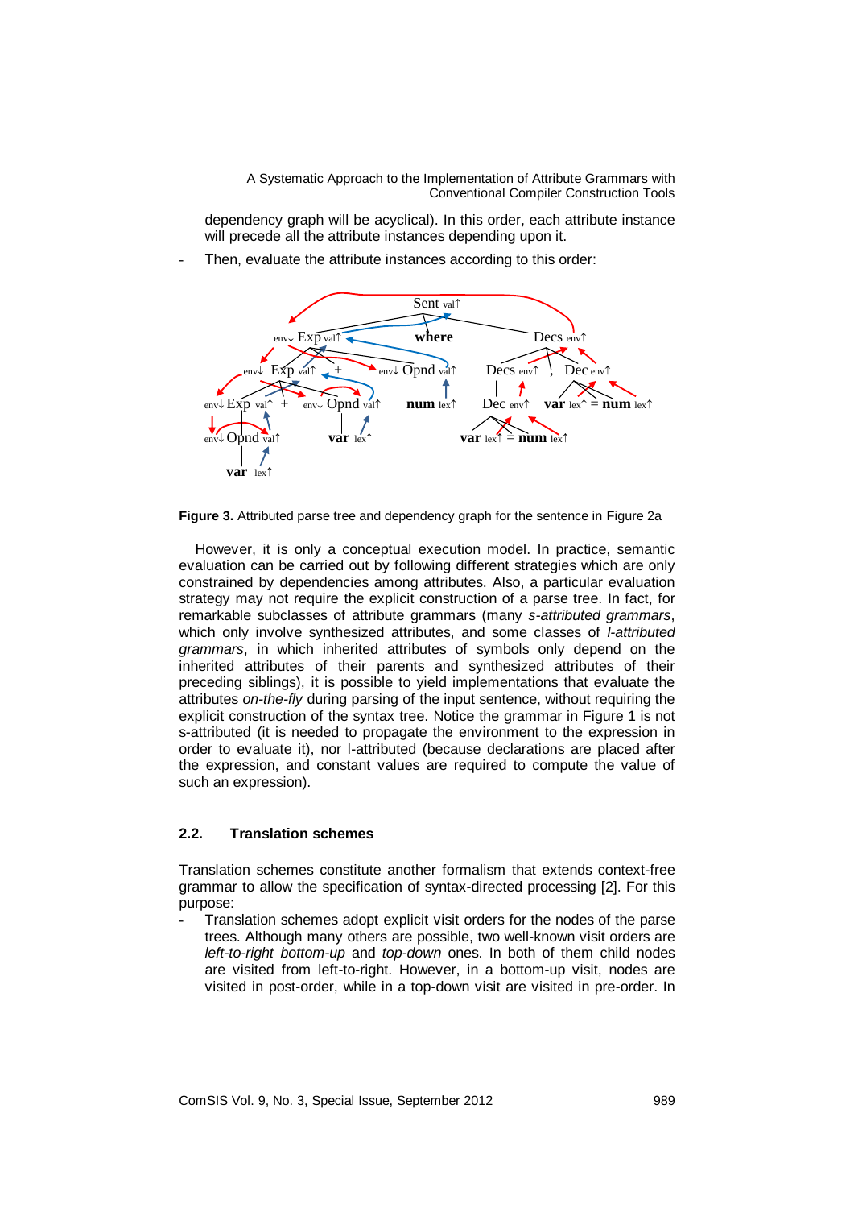dependency graph will be acyclical). In this order, each attribute instance will precede all the attribute instances depending upon it.

- Then, evaluate the attribute instances according to this order:

**Figure 3.** Attributed parse tree and dependency graph for the sentence in Figure 2a

However, it is only a conceptual execution model. In practice, semantic evaluation can be carried out by following different strategies which are only constrained by dependencies among attributes. Also, a particular evaluation strategy may not require the explicit construction of a parse tree. In fact, for remarkable subclasses of attribute grammars (many *s-attributed grammars*, which only involve synthesized attributes, and some classes of *l-attributed grammars*, in which inherited attributes of symbols only depend on the inherited attributes of their parents and synthesized attributes of their preceding siblings), it is possible to yield implementations that evaluate the attributes *on-the-fly* during parsing of the input sentence, without requiring the explicit construction of the syntax tree. Notice the grammar in Figure 1 is not s-attributed (it is needed to propagate the environment to the expression in order to evaluate it), nor l-attributed (because declarations are placed after the expression, and constant values are required to compute the value of such an expression).

### 2.2. Translation schemes

Translation schemes constitute another formalism that extends context-free grammar to allow the specification of syntax-directed processing [2]. For this purpose:

- Translation schemes adopt explicit visit orders for the nodes of the parse trees. Although many others are possible, two well-known visit orders are *left-to-right bottom-up* and *top-down* ones. In both of them child nodes are visited from left-to-right. However, in a bottom-up visit, nodes are visited in post-order, while in a top-down visit are visited in pre-order. In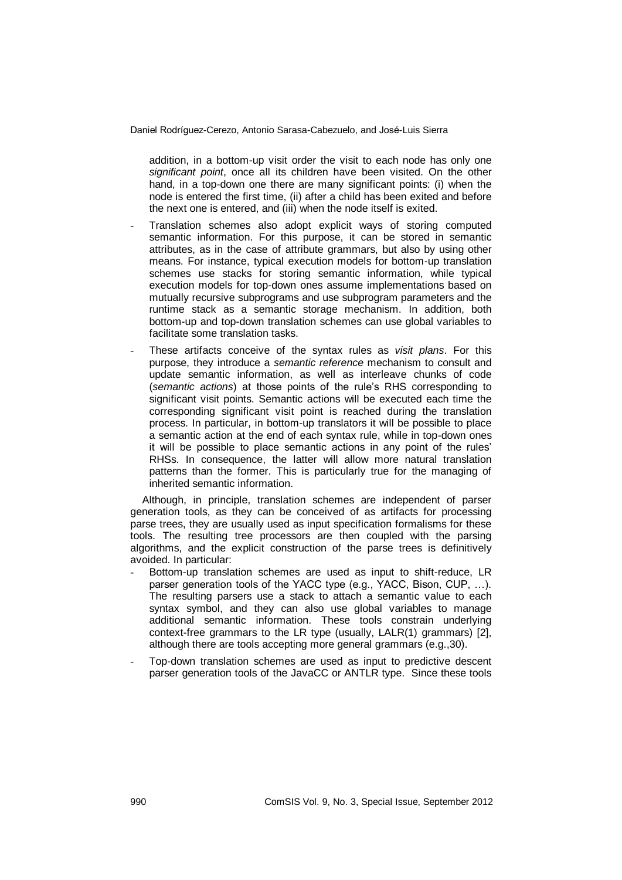addition, in a bottom-up visit order the visit to each node has only one *significant point*, once all its children have been visited. On the other hand, in a top-down one there are many significant points: (i) when the node is entered the first time, (ii) after a child has been exited and before the next one is entered, and (iii) when the node itself is exited.

- Translation schemes also adopt explicit ways of storing computed semantic information. For this purpose, it can be stored in semantic attributes, as in the case of attribute grammars, but also by using other means. For instance, typical execution models for bottom-up translation schemes use stacks for storing semantic information, while typical execution models for top-down ones assume implementations based on mutually recursive subprograms and use subprogram parameters and the runtime stack as a semantic storage mechanism. In addition, both bottom-up and top-down translation schemes can use global variables to facilitate some translation tasks.
- These artifacts conceive of the syntax rules as *visit plans*. For this purpose, they introduce a *semantic reference* mechanism to consult and update semantic information, as well as interleave chunks of code (*semantic actions*) at those points of the rule's RHS corresponding to significant visit points. Semantic actions will be executed each time the corresponding significant visit point is reached during the translation process. In particular, in bottom-up translators it will be possible to place a semantic action at the end of each syntax rule, while in top-down ones it will be possible to place semantic actions in any point of the rules' RHSs. In consequence, the latter will allow more natural translation patterns than the former. This is particularly true for the managing of inherited semantic information.

Although, in principle, translation schemes are independent of parser generation tools, as they can be conceived of as artifacts for processing parse trees, they are usually used as input specification formalisms for these tools. The resulting tree processors are then coupled with the parsing algorithms, and the explicit construction of the parse trees is definitively avoided. In particular:

- Bottom-up translation schemes are used as input to shift-reduce, LR parser generation tools of the YACC type (e.g., YACC, Bison, CUP, …). The resulting parsers use a stack to attach a semantic value to each syntax symbol, and they can also use global variables to manage additional semantic information. These tools constrain underlying context-free grammars to the LR type (usually, LALR(1) grammars) [2], although there are tools accepting more general grammars (e.g.,30).
- Top-down translation schemes are used as input to predictive descent parser generation tools of the JavaCC or ANTLR type. Since these tools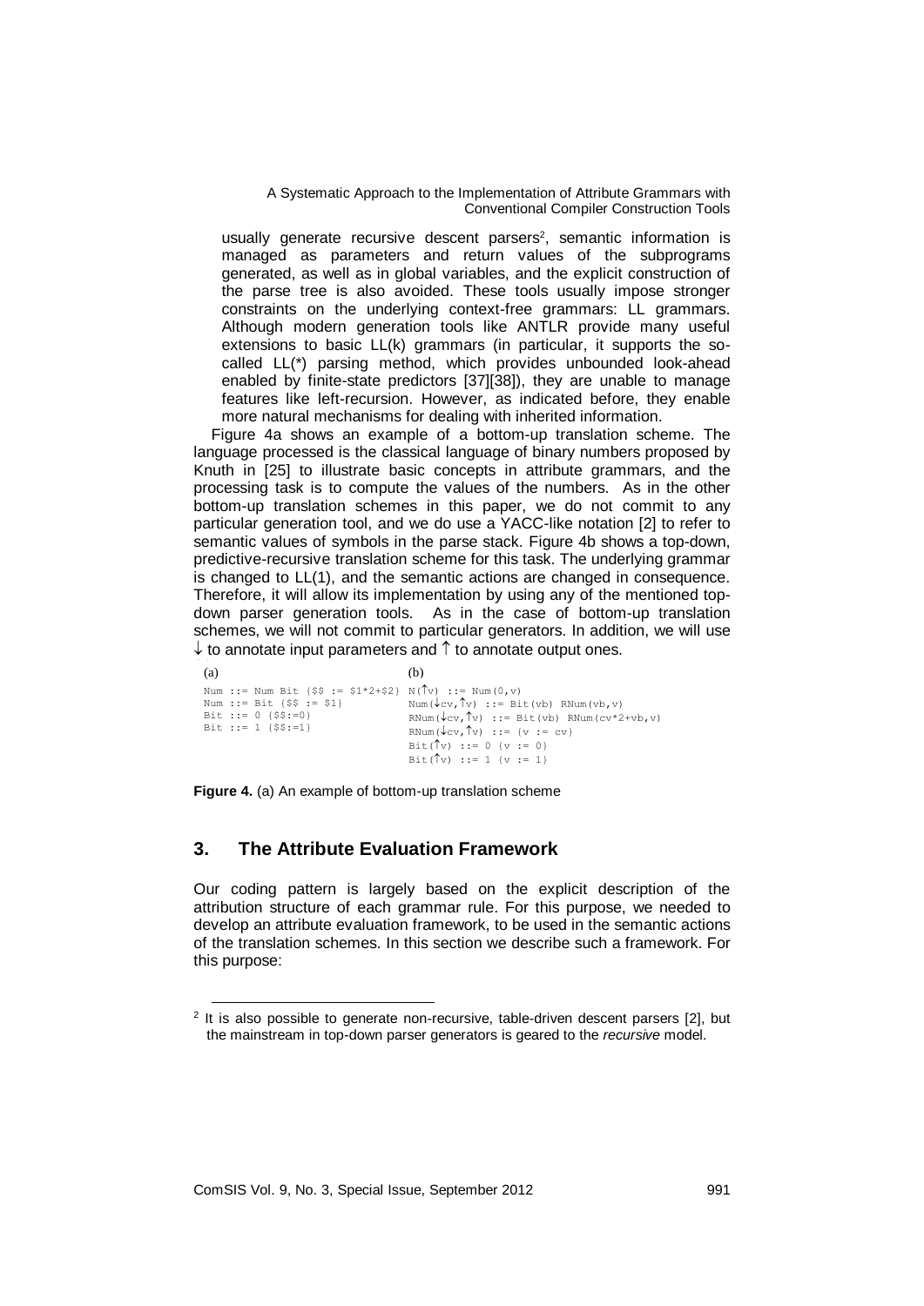usually generate recursive descent parsers[2], semantic information is managed as parameters and return values of the subprograms generated, as well as in global variables, and the explicit construction of the parse tree is also avoided. These tools usually impose stronger constraints on the underlying context-free grammars: LL grammars. Although modern generation tools like ANTLR provide many useful extensions to basic LL(k) grammars (in particular, it supports the so-called LL(*) parsing method, which provides unbounded look-ahead enabled by finite-state predictors [37][38]), they are unable to manage features like left-recursion. However, as indicated before, they enable more natural mechanisms for dealing with inherited information.

Figure 4a shows an example of a bottom-up translation scheme. The language processed is the classical language of binary numbers proposed by Knuth in [25] to illustrate basic concepts in attribute grammars, and the processing task is to compute the values of the numbers. As in the other bottom-up translation schemes in this paper, we do not commit to any particular generation tool, and we do use a YACC-like notation [2] to refer to semantic values of symbols in the parse stack. Figure 4b shows a top-down, predictive-recursive translation scheme for this task. The underlying grammar is changed to LL(1), and the semantic actions are changed in consequence. Therefore, it will allow its implementation by using any of the mentioned top-down parser generation tools. As in the case of bottom-up translation schemes, we will not commit to particular generators. In addition, we will use ↓ to annotate input parameters and ↑ to annotate output ones.

(a)

```
Num ::= Num Bit {$$ := $1*2+$2}
Num ::= Bit {$$ := $1}
Bit ::= 0 {$$:=0}
Bit ::= 1 {$$:=1}
```

(b)

```
N(↑v) ::= Num(0,v)
Num(↓cv,↑v) ::= Bit(vb) RNum(vb,v)
RNum(↓cv,↑v) ::= Bit(vb) RNum(cv*2+vb,v)
RNum(↓cv,↑v) ::= {v := cv}
Bit(↑v) ::= 0 {v := 0}
Bit(↑v) ::= 1 {v := 1}
```

**Figure 4.** (a) An example of bottom-up translation scheme

## 3. The Attribute Evaluation Framework

Our coding pattern is largely based on the explicit description of the attribution structure of each grammar rule. For this purpose, we needed to develop an attribute evaluation framework, to be used in the semantic actions of the translation schemes. In this section we describe such a framework. For this purpose:

[2] It is also possible to generate non-recursive, table-driven descent parsers [2], but the mainstream in top-down parser generators is geared to the *recursive* model.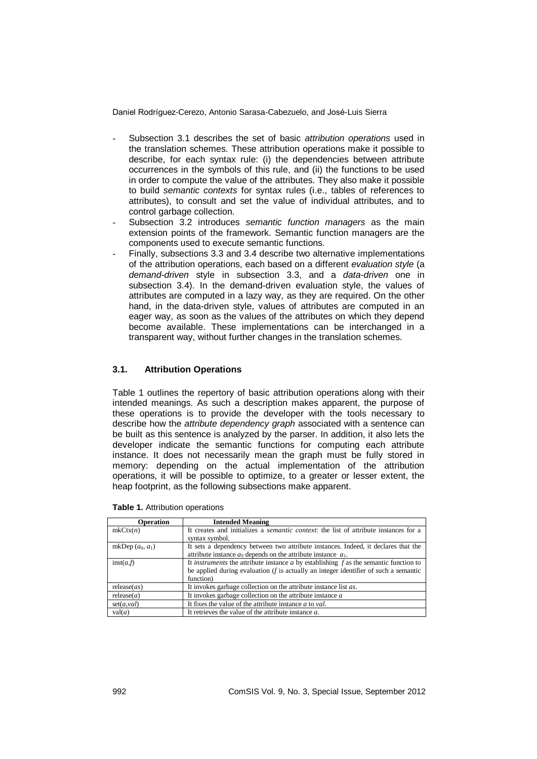- Subsection 3.1 describes the set of basic *attribution operations* used in the translation schemes. These attribution operations make it possible to describe, for each syntax rule: (i) the dependencies between attribute occurrences in the symbols of this rule, and (ii) the functions to be used in order to compute the value of the attributes. They also make it possible to build *semantic contexts* for syntax rules (i.e., tables of references to attributes), to consult and set the value of individual attributes, and to control garbage collection.
- Subsection 3.2 introduces *semantic function managers* as the main extension points of the framework. Semantic function managers are the components used to execute semantic functions.
- Finally, subsections 3.3 and 3.4 describe two alternative implementations of the attribution operations, each based on a different *evaluation style* (a *demand-driven* style in subsection 3.3, and a *data-driven* one in subsection 3.4). In the demand-driven evaluation style, the values of attributes are computed in a lazy way, as they are required. On the other hand, in the data-driven style, values of attributes are computed in an eager way, as soon as the values of the attributes on which they depend become available. These implementations can be interchanged in a transparent way, without further changes in the translation schemes.

### 3.1. Attribution Operations

Table 1 outlines the repertory of basic attribution operations along with their intended meanings. As such a description makes apparent, the purpose of these operations is to provide the developer with the tools necessary to describe how the *attribute dependency graph* associated with a sentence can be built as this sentence is analyzed by the parser. In addition, it also lets the developer indicate the semantic functions for computing each attribute instance. It does not necessarily mean the graph must be fully stored in memory: depending on the actual implementation of the attribution operations, it will be possible to optimize, to a greater or lesser extent, the heap footprint, as the following subsections make apparent.

**Table 1.** Attribution operations

| Operation | Intended Meaning |
|---|---|
| mkCtx($n$) | It creates and initializes a *semantic context*: the list of attribute instances for a syntax symbol. |
| mkDep ($a_0$, $a_1$) | It sets a dependency between two attribute instances. Indeed, it declares that the attribute instance $a_0$ depends on the attribute instance $a_1$. |
| inst($a$,$f$) | It *instruments* the attribute instance $a$ by establishing $f$ as the semantic function to be applied during evaluation ($f$ is actually an integer identifier of such a semantic function) |
| release($as$) | It invokes garbage collection on the attribute instance list $as$. |
| release($a$) | It invokes garbage collection on the attribute instance $a$ |
| set($a$,$val$) | It fixes the value of the attribute instance $a$ to $val$. |
| val($a$) | It retrieves the value of the attribute instance $a$. |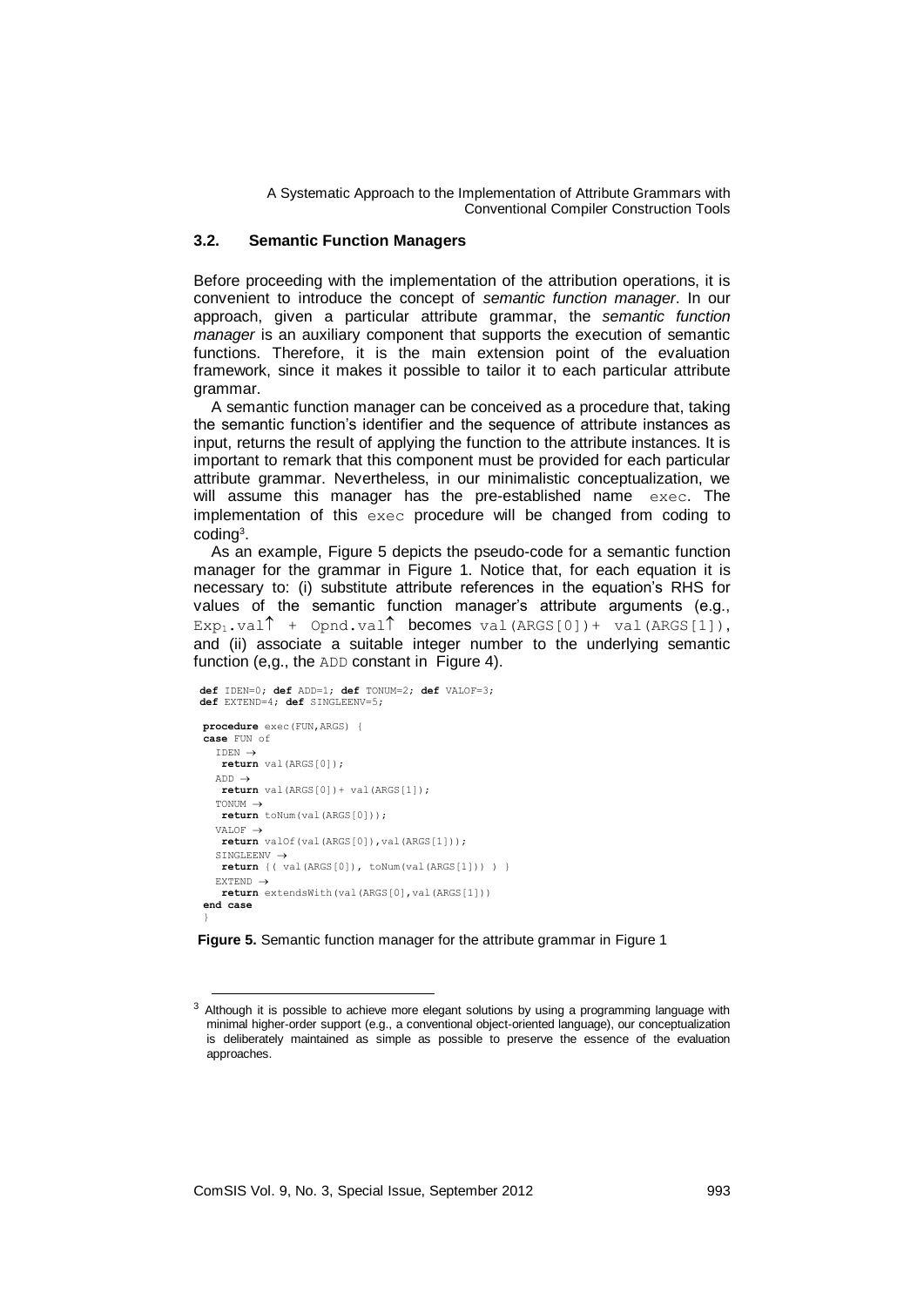### 3.2. Semantic Function Managers

Before proceeding with the implementation of the attribution operations, it is convenient to introduce the concept of *semantic function manager*. In our approach, given a particular attribute grammar, the *semantic function manager* is an auxiliary component that supports the execution of semantic functions. Therefore, it is the main extension point of the evaluation framework, since it makes it possible to tailor it to each particular attribute grammar.

A semantic function manager can be conceived as a procedure that, taking the semantic function's identifier and the sequence of attribute instances as input, returns the result of applying the function to the attribute instances. It is important to remark that this component must be provided for each particular attribute grammar. Nevertheless, in our minimalistic conceptualization, we will assume this manager has the pre-established name `exec`. The implementation of this `exec` procedure will be changed from coding to coding[3].

As an example, Figure 5 depicts the pseudo-code for a semantic function manager for the grammar in Figure 1. Notice that, for each equation it is necessary to: (i) substitute attribute references in the equation's RHS for values of the semantic function manager's attribute arguments (e.g., $\texttt{Exp}_1\texttt{.val}\uparrow$ + $\texttt{Opnd.val}\uparrow$ becomes `val(ARGS[0])+ val(ARGS[1])`, and (ii) associate a suitable integer number to the underlying semantic function (e,g., the `ADD` constant in Figure 4).

```
def IDEN=0; def ADD=1; def TONUM=2; def VALOF=3;
def EXTEND=4; def SINGLEENV=5;

procedure exec(FUN,ARGS) {
case FUN of
  IDEN →
   return val(ARGS[0]);
  ADD →
   return val(ARGS[0])+ val(ARGS[1]);
  TONUM →
   return toNum(val(ARGS[0]));
  VALOF →
   return valOf(val(ARGS[0]),val(ARGS[1]));
  SINGLEENV →
   return {( val(ARGS[0]), toNum(val(ARGS[1])) ) }
  EXTEND →
   return extendsWith(val(ARGS[0],val(ARGS[1]))
end case
}
```

**Figure 5.** Semantic function manager for the attribute grammar in Figure 1

[3] Although it is possible to achieve more elegant solutions by using a programming language with minimal higher-order support (e.g., a conventional object-oriented language), our conceptualization is deliberately maintained as simple as possible to preserve the essence of the evaluation approaches.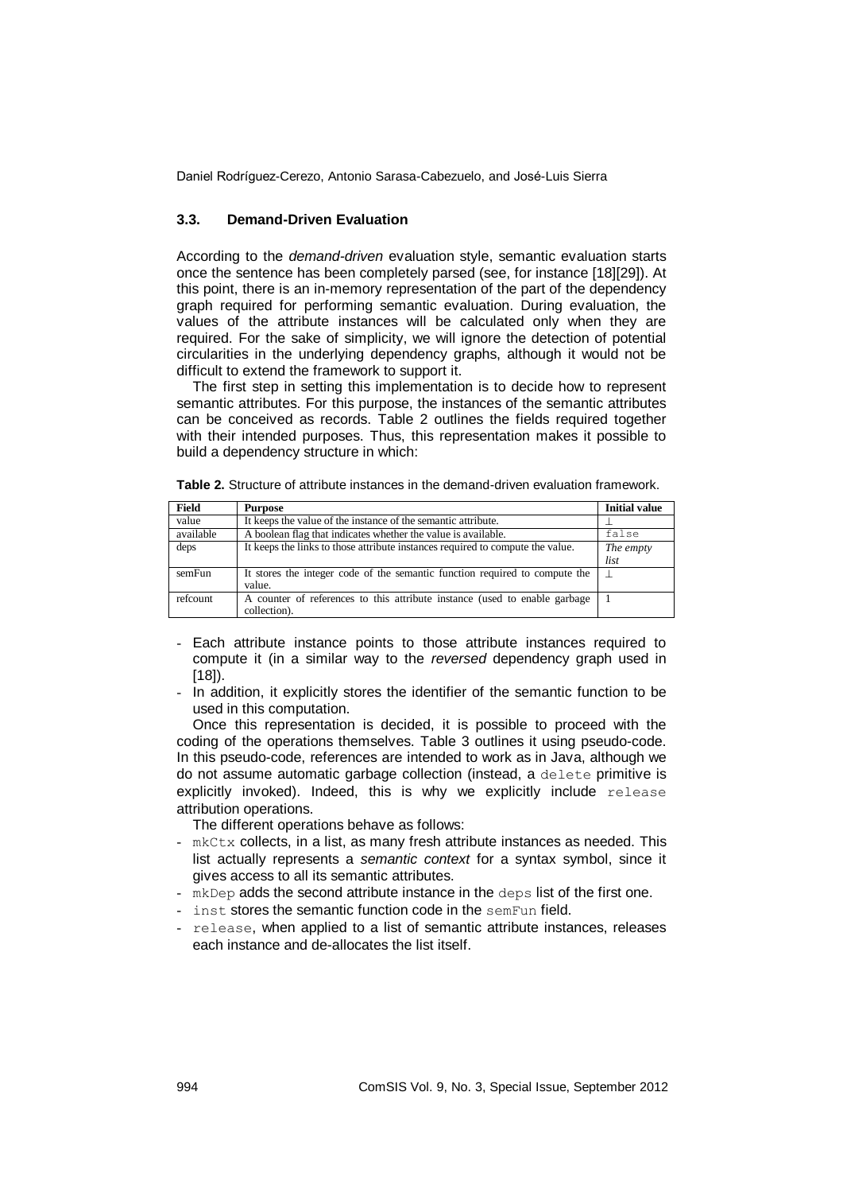### 3.3. Demand-Driven Evaluation

According to the *demand-driven* evaluation style, semantic evaluation starts once the sentence has been completely parsed (see, for instance [18][29]). At this point, there is an in-memory representation of the part of the dependency graph required for performing semantic evaluation. During evaluation, the values of the attribute instances will be calculated only when they are required. For the sake of simplicity, we will ignore the detection of potential circularities in the underlying dependency graphs, although it would not be difficult to extend the framework to support it.

The first step in setting this implementation is to decide how to represent semantic attributes. For this purpose, the instances of the semantic attributes can be conceived as records. Table 2 outlines the fields required together with their intended purposes. Thus, this representation makes it possible to build a dependency structure in which:

**Table 2.** Structure of attribute instances in the demand-driven evaluation framework.

| Field | Purpose | Initial value |
|---|---|---|
| value | It keeps the value of the instance of the semantic attribute. | $\perp$ |
| available | A boolean flag that indicates whether the value is available. | `false` |
| deps | It keeps the links to those attribute instances required to compute the value. | *The empty list* |
| semFun | It stores the integer code of the semantic function required to compute the value. | $\perp$ |
| refcount | A counter of references to this attribute instance (used to enable garbage collection). | 1 |

- Each attribute instance points to those attribute instances required to compute it (in a similar way to the *reversed* dependency graph used in [18]).
- In addition, it explicitly stores the identifier of the semantic function to be used in this computation.

Once this representation is decided, it is possible to proceed with the coding of the operations themselves. Table 3 outlines it using pseudo-code. In this pseudo-code, references are intended to work as in Java, although we do not assume automatic garbage collection (instead, a `delete` primitive is explicitly invoked). Indeed, this is why we explicitly include `release` attribution operations.

The different operations behave as follows:

- `mkCtx` collects, in a list, as many fresh attribute instances as needed. This list actually represents a *semantic context* for a syntax symbol, since it gives access to all its semantic attributes.
- `mkDep` adds the second attribute instance in the `deps` list of the first one.
- `inst` stores the semantic function code in the `semFun` field.
- `release`, when applied to a list of semantic attribute instances, releases each instance and de-allocates the list itself.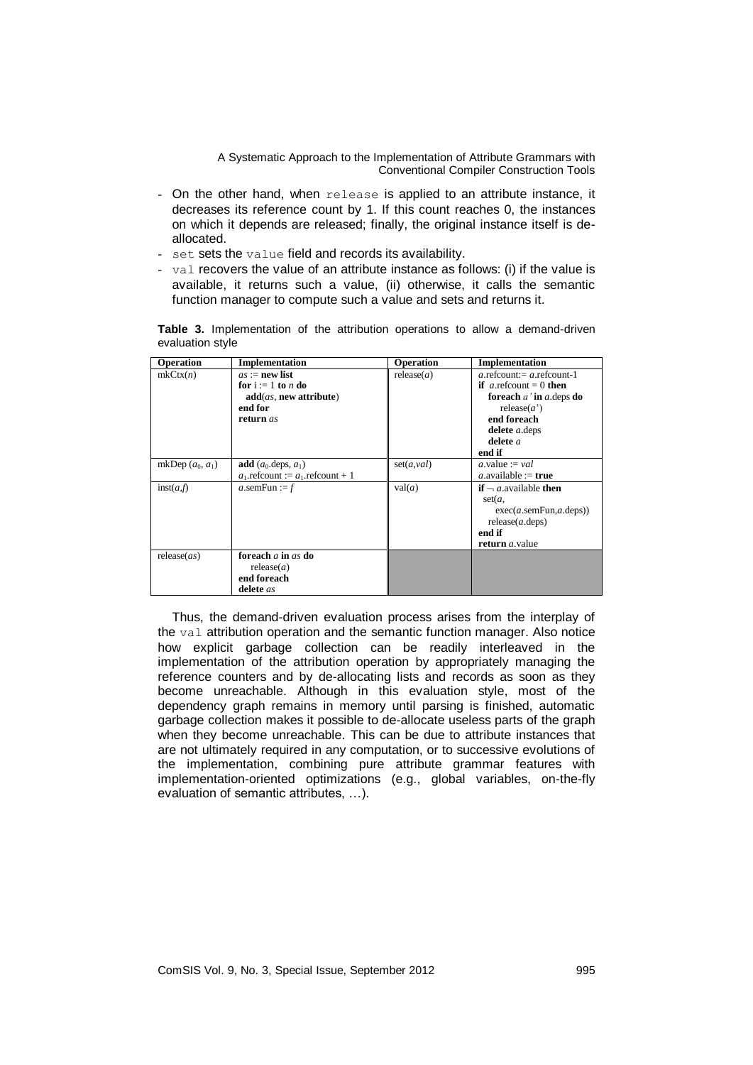- On the other hand, when `release` is applied to an attribute instance, it decreases its reference count by 1. If this count reaches 0, the instances on which it depends are released; finally, the original instance itself is de-allocated.
- `set` sets the `value` field and records its availability.
- `val` recovers the value of an attribute instance as follows: (i) if the value is available, it returns such a value, (ii) otherwise, it calls the semantic function manager to compute such a value and sets and returns it.

**Table 3.** Implementation of the attribution operations to allow a demand-driven evaluation style

| Operation | Implementation | Operation | Implementation |
|---|---|---|---|
| mkCtx($n$) | *as* := **new list**<br>**for** i := 1 **to** *n* **do**<br>  **add**(*as*, **new attribute**)<br>**end for**<br>**return** *as* | release($a$) | *a*.refcount:= *a*.refcount-1<br>**if** *a*.refcount = 0 **then**<br>  **foreach** *a'* **in** *a*.deps **do**<br>    release(*a'*)<br>  **end foreach**<br>  **delete** *a*.deps<br>  **delete** *a*<br>**end if** |
| mkDep ($a_0$, $a_1$) | **add** ($a_0$.deps, $a_1$)<br>$a_1$.refcount := $a_1$.refcount + 1 | set($a$,$val$) | *a*.value := *val*<br>*a*.available := **true** |
| inst($a$,$f$) | *a*.semFun := *f* | val($a$) | **if** ¬ *a*.available **then**<br>  set(*a*,<br>    exec(*a*.semFun,*a*.deps))<br>  release(*a*.deps)<br>**end if**<br>**return** *a*.value |
| release($as$) | **foreach** *a* **in** *as* **do**<br>  release(*a*)<br>**end foreach**<br>**delete** *as* | | |

Thus, the demand-driven evaluation process arises from the interplay of the `val` attribution operation and the semantic function manager. Also notice how explicit garbage collection can be readily interleaved in the implementation of the attribution operation by appropriately managing the reference counters and by de-allocating lists and records as soon as they become unreachable. Although in this evaluation style, most of the dependency graph remains in memory until parsing is finished, automatic garbage collection makes it possible to de-allocate useless parts of the graph when they become unreachable. This can be due to attribute instances that are not ultimately required in any computation, or to successive evolutions of the implementation, combining pure attribute grammar features with implementation-oriented optimizations (e.g., global variables, on-the-fly evaluation of semantic attributes, …).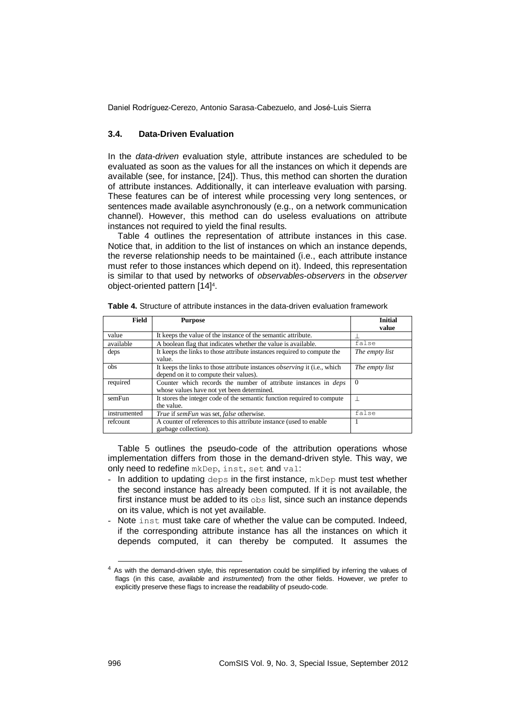### 3.4. Data-Driven Evaluation

In the *data-driven* evaluation style, attribute instances are scheduled to be evaluated as soon as the values for all the instances on which it depends are available (see, for instance, [24]). Thus, this method can shorten the duration of attribute instances. Additionally, it can interleave evaluation with parsing. These features can be of interest while processing very long sentences, or sentences made available asynchronously (e.g., on a network communication channel). However, this method can do useless evaluations on attribute instances not required to yield the final results.

Table 4 outlines the representation of attribute instances in this case. Notice that, in addition to the list of instances on which an instance depends, the reverse relationship needs to be maintained (i.e., each attribute instance must refer to those instances which depend on it). Indeed, this representation is similar to that used by networks of *observables-observers* in the *observer* object-oriented pattern [14][4].

**Table 4.** Structure of attribute instances in the data-driven evaluation framework

| Field | Purpose | Initial value |
|---|---|---|
| value | It keeps the value of the instance of the semantic attribute. | ⊥ |
| available | A boolean flag that indicates whether the value is available. | `false` |
| deps | It keeps the links to those attribute instances required to compute the value. | *The empty list* |
| obs | It keeps the links to those attribute instances *observing* it (i.e., which depend on it to compute their values). | *The empty list* |
| required | Counter which records the number of attribute instances in *deps* whose values have not yet been determined. | 0 |
| semFun | It stores the integer code of the semantic function required to compute the value. | ⊥ |
| instrumented | *True* if *semFun* was set, *false* otherwise. | `false` |
| refcount | A counter of references to this attribute instance (used to enable garbage collection). | 1 |

Table 5 outlines the pseudo-code of the attribution operations whose implementation differs from those in the demand-driven style. This way, we only need to redefine `mkDep`, `inst`, `set` and `val`:

- In addition to updating `deps` in the first instance, `mkDep` must test whether the second instance has already been computed. If it is not available, the first instance must be added to its `obs` list, since such an instance depends on its value, which is not yet available.
- Note `inst` must take care of whether the value can be computed. Indeed, if the corresponding attribute instance has all the instances on which it depends computed, it can thereby be computed. It assumes the

[4] As with the demand-driven style, this representation could be simplified by inferring the values of flags (in this case, *available* and *instrumented*) from the other fields. However, we prefer to explicitly preserve these flags to increase the readability of pseudo-code.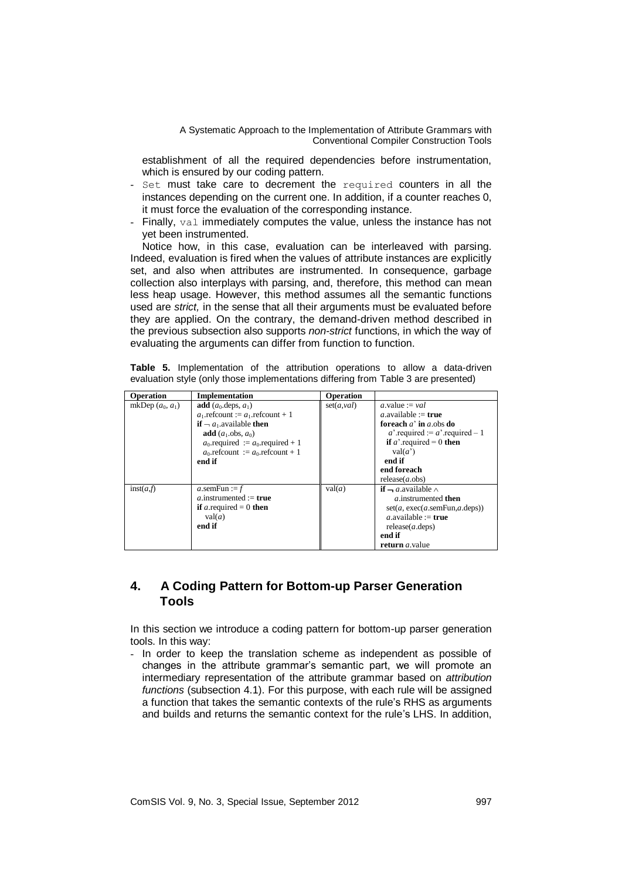establishment of all the required dependencies before instrumentation, which is ensured by our coding pattern.

- `Set` must take care to decrement the `required` counters in all the instances depending on the current one. In addition, if a counter reaches 0, it must force the evaluation of the corresponding instance.
- Finally, `val` immediately computes the value, unless the instance has not yet been instrumented.

Notice how, in this case, evaluation can be interleaved with parsing. Indeed, evaluation is fired when the values of attribute instances are explicitly set, and also when attributes are instrumented. In consequence, garbage collection also interplays with parsing, and, therefore, this method can mean less heap usage. However, this method assumes all the semantic functions used are *strict,* in the sense that all their arguments must be evaluated before they are applied. On the contrary, the demand-driven method described in the previous subsection also supports *non-strict* functions, in which the way of evaluating the arguments can differ from function to function.

**Table 5.** Implementation of the attribution operations to allow a data-driven evaluation style (only those implementations differing from Table 3 are presented)

| Operation | Implementation | Operation | |
|---|---|---|---|
| mkDep ($a_0$, $a_1$) | **add** ($a_0$.deps, $a_1$)<br>$a_1$.refcount := $a_1$.refcount + 1<br>**if** ¬ $a_1$.available **then**<br>  **add** ($a_1$.obs, $a_0$)<br>  $a_0$.required := $a_0$.required + 1<br>  $a_0$.refcount := $a_0$.refcount + 1<br>**end if** | set($a$,$val$) | $a$.value := $val$<br>$a$.available := **true**<br>**foreach** $a'$ **in** $a$.obs **do**<br>  $a'$.required := $a'$.required – 1<br>  **if** $a'$.required = 0 **then**<br>    val($a'$)<br>  **end if**<br>**end foreach**<br>release($a$.obs) |
| inst($a$,$f$) | $a$.semFun := $f$<br>$a$.instrumented := **true**<br>**if** $a$.required = 0 **then**<br>  val($a$)<br>**end if** | val($a$) | **if** ¬ $a$.available ∧<br>  $a$.instrumented **then**<br>  set($a$, exec($a$.semFun,$a$.deps))<br>  $a$.available := **true**<br>  release($a$.deps)<br>**end if**<br>**return** $a$.value |

## 4. A Coding Pattern for Bottom-up Parser Generation Tools

In this section we introduce a coding pattern for bottom-up parser generation tools. In this way:

- In order to keep the translation scheme as independent as possible of changes in the attribute grammar's semantic part, we will promote an intermediary representation of the attribute grammar based on *attribution functions* (subsection 4.1). For this purpose, with each rule will be assigned a function that takes the semantic contexts of the rule's RHS as arguments and builds and returns the semantic context for the rule's LHS. In addition,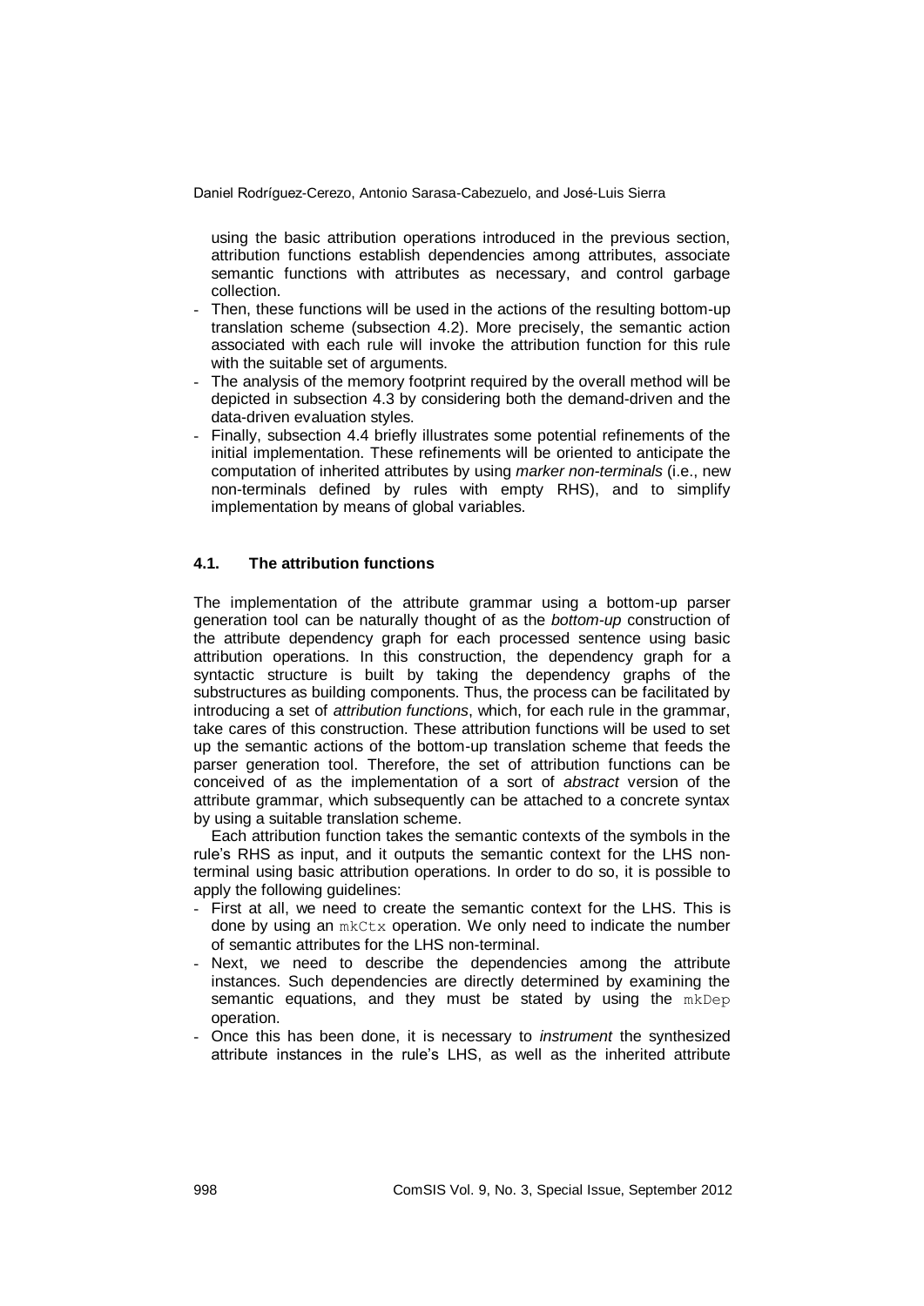using the basic attribution operations introduced in the previous section, attribution functions establish dependencies among attributes, associate semantic functions with attributes as necessary, and control garbage collection.

- Then, these functions will be used in the actions of the resulting bottom-up translation scheme (subsection 4.2). More precisely, the semantic action associated with each rule will invoke the attribution function for this rule with the suitable set of arguments.
- The analysis of the memory footprint required by the overall method will be depicted in subsection 4.3 by considering both the demand-driven and the data-driven evaluation styles.
- Finally, subsection 4.4 briefly illustrates some potential refinements of the initial implementation. These refinements will be oriented to anticipate the computation of inherited attributes by using *marker non-terminals* (i.e., new non-terminals defined by rules with empty RHS), and to simplify implementation by means of global variables.

### 4.1. The attribution functions

The implementation of the attribute grammar using a bottom-up parser generation tool can be naturally thought of as the *bottom-up* construction of the attribute dependency graph for each processed sentence using basic attribution operations. In this construction, the dependency graph for a syntactic structure is built by taking the dependency graphs of the substructures as building components. Thus, the process can be facilitated by introducing a set of *attribution functions*, which, for each rule in the grammar, take cares of this construction. These attribution functions will be used to set up the semantic actions of the bottom-up translation scheme that feeds the parser generation tool. Therefore, the set of attribution functions can be conceived of as the implementation of a sort of *abstract* version of the attribute grammar, which subsequently can be attached to a concrete syntax by using a suitable translation scheme.

Each attribution function takes the semantic contexts of the symbols in the rule's RHS as input, and it outputs the semantic context for the LHS non-terminal using basic attribution operations. In order to do so, it is possible to apply the following guidelines:

- First at all, we need to create the semantic context for the LHS. This is done by using an `mkCtx` operation. We only need to indicate the number of semantic attributes for the LHS non-terminal.
- Next, we need to describe the dependencies among the attribute instances. Such dependencies are directly determined by examining the semantic equations, and they must be stated by using the `mkDep` operation.
- Once this has been done, it is necessary to *instrument* the synthesized attribute instances in the rule's LHS, as well as the inherited attribute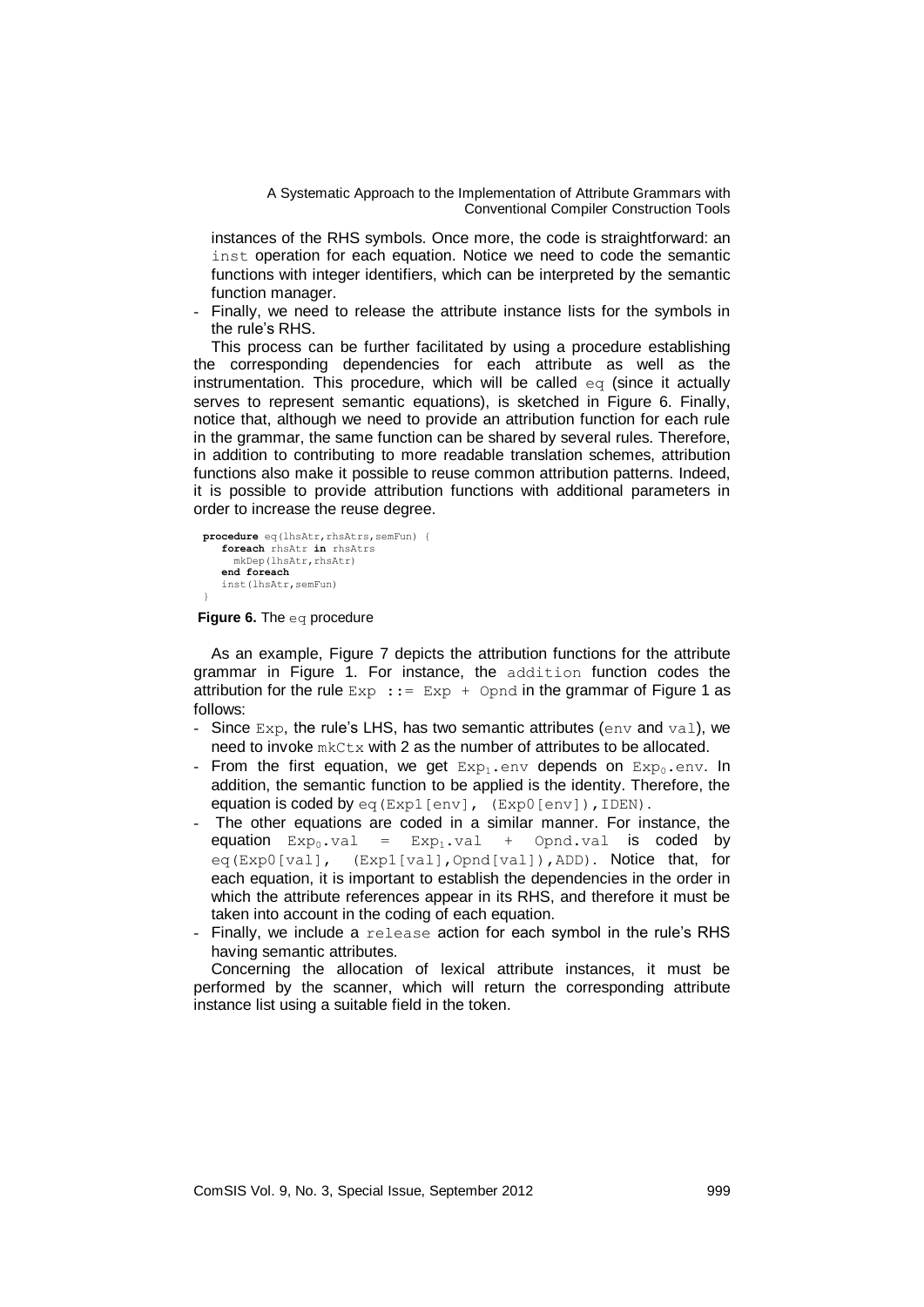instances of the RHS symbols. Once more, the code is straightforward: an `inst` operation for each equation. Notice we need to code the semantic functions with integer identifiers, which can be interpreted by the semantic function manager.

- Finally, we need to release the attribute instance lists for the symbols in the rule's RHS.

This process can be further facilitated by using a procedure establishing the corresponding dependencies for each attribute as well as the instrumentation. This procedure, which will be called `eq` (since it actually serves to represent semantic equations), is sketched in Figure 6. Finally, notice that, although we need to provide an attribution function for each rule in the grammar, the same function can be shared by several rules. Therefore, in addition to contributing to more readable translation schemes, attribution functions also make it possible to reuse common attribution patterns. Indeed, it is possible to provide attribution functions with additional parameters in order to increase the reuse degree.

```
procedure eq(lhsAtr,rhsAtrs,semFun) {
   foreach rhsAtr in rhsAtrs
     mkDep(lhsAtr,rhsAtr)
   end foreach
   inst(lhsAtr,semFun)
}
```

**Figure 6.** The `eq` procedure

As an example, Figure 7 depicts the attribution functions for the attribute grammar in Figure 1. For instance, the `addition` function codes the attribution for the rule `Exp ::= Exp + Opnd` in the grammar of Figure 1 as follows:

- Since `Exp`, the rule's LHS, has two semantic attributes (`env` and `val`), we need to invoke `mkCtx` with 2 as the number of attributes to be allocated.
- From the first equation, we get $\texttt{Exp}_1\texttt{.env}$ depends on $\texttt{Exp}_0\texttt{.env}$. In addition, the semantic function to be applied is the identity. Therefore, the equation is coded by `eq(Exp1[env], (Exp0[env]),IDEN)`.
- The other equations are coded in a similar manner. For instance, the equation $\texttt{Exp}_0\texttt{.val} = \texttt{Exp}_1\texttt{.val} + \texttt{Opnd.val}$ is coded by `eq(Exp0[val], (Exp1[val],Opnd[val]),ADD)`. Notice that, for each equation, it is important to establish the dependencies in the order in which the attribute references appear in its RHS, and therefore it must be taken into account in the coding of each equation.
- Finally, we include a `release` action for each symbol in the rule's RHS having semantic attributes.

Concerning the allocation of lexical attribute instances, it must be performed by the scanner, which will return the corresponding attribute instance list using a suitable field in the token.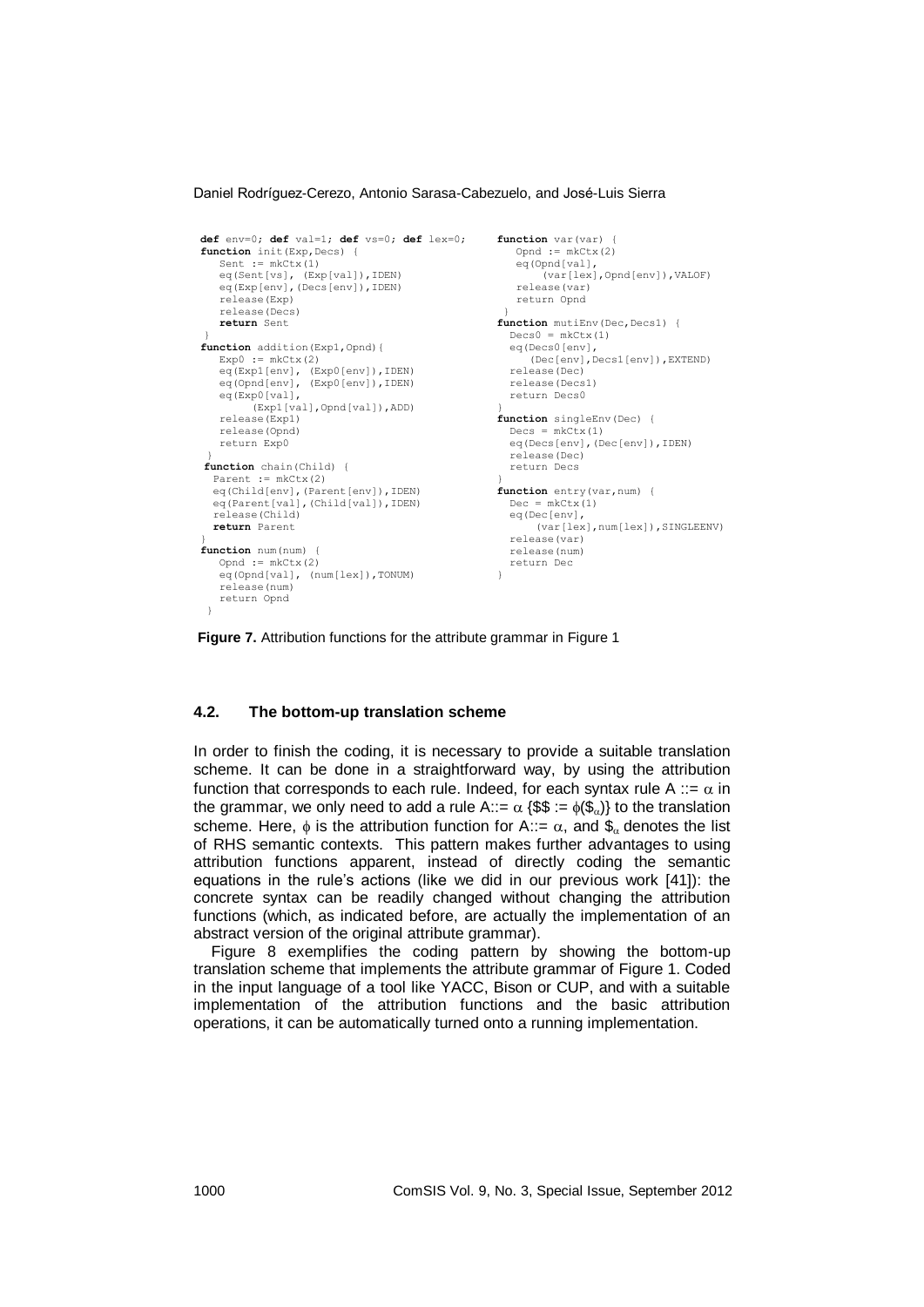```
def env=0; def val=1; def vs=0; def lex=0;
function init(Exp,Decs) {
   Sent := mkCtx(1)
   eq(Sent[vs], (Exp[val]),IDEN)
   eq(Exp[env],(Decs[env]),IDEN)
   release(Exp)
   release(Decs)
   return Sent
 }
function addition(Exp1,Opnd){
   Exp0 := mkCtx(2)
   eq(Exp1[env], (Exp0[env]),IDEN)
   eq(Opnd[env], (Exp0[env]),IDEN)
   eq(Exp0[val],
        (Exp1[val],Opnd[val]),ADD)
   release(Exp1)
   release(Opnd)
   return Exp0
 }
 function chain(Child) {
  Parent := mkCtx(2)
  eq(Child[env],(Parent[env]),IDEN)
  eq(Parent[val],(Child[val]),IDEN)
  release(Child)
  return Parent
}
function num(num) {
   Opnd := mkCtx(2)
   eq(Opnd[val], (num[lex]),TONUM)
   release(num)
   return Opnd
 }

function var(var) {
   Opnd := mkCtx(2)
   eq(Opnd[val],
       (var[lex],Opnd[env]),VALOF)
  release(var)
  return Opnd
 }
function mutiEnv(Dec,Decs1) {
  Decs0 = mkCtx(1)
  eq(Decs0[env],
     (Dec[env],Decs1[env]),EXTEND)
  release(Dec)
  release(Decs1)
  return Decs0
}
function singleEnv(Dec) {
  Decs = mkCtx(1)
  eq(Decs[env],(Dec[env]),IDEN)
  release(Dec)
  return Decs
}
function entry(var,num) {
  Dec = mkCtx(1)
  eq(Dec[env],
      (var[lex],num[lex]),SINGLEENV)
  release(var)
  release(num)
  return Dec
}
```

**Figure 7.** Attribution functions for the attribute grammar in Figure 1

### 4.2. The bottom-up translation scheme

In order to finish the coding, it is necessary to provide a suitable translation scheme. It can be done in a straightforward way, by using the attribution function that corresponds to each rule. Indeed, for each syntax rule $A ::= \alpha$ in the grammar, we only need to add a rule $A ::= \alpha$ {$\$\$ := \phi(\$_\alpha)$} to the translation scheme. Here, $\phi$ is the attribution function for $A ::= \alpha$, and $\$_\alpha$ denotes the list of RHS semantic contexts. This pattern makes further advantages to using attribution functions apparent, instead of directly coding the semantic equations in the rule's actions (like we did in our previous work [41]): the concrete syntax can be readily changed without changing the attribution functions (which, as indicated before, are actually the implementation of an abstract version of the original attribute grammar).

Figure 8 exemplifies the coding pattern by showing the bottom-up translation scheme that implements the attribute grammar of Figure 1. Coded in the input language of a tool like YACC, Bison or CUP, and with a suitable implementation of the attribution functions and the basic attribution operations, it can be automatically turned onto a running implementation.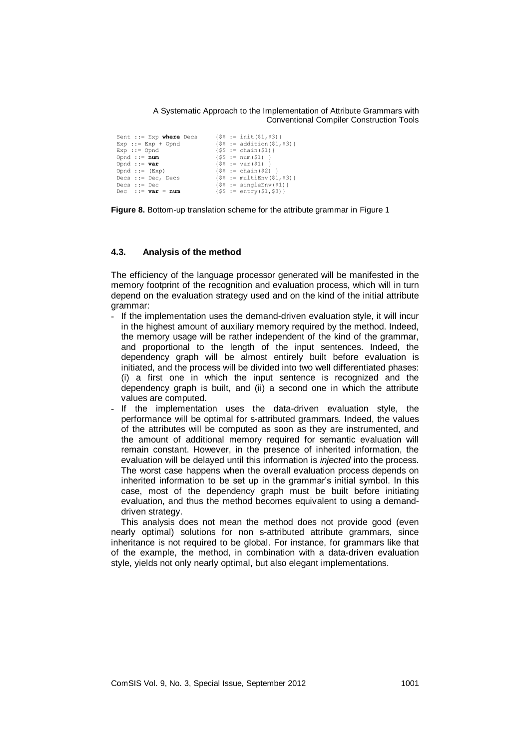```
Sent ::= Exp where Decs      {$$ := init($1,$3)}
Exp ::= Exp + Opnd           {$$ := addition($1,$3)}
Exp ::= Opnd                 {$$ := chain($1)}
Opnd ::= num                 {$$ := num($1) }
Opnd ::= var                 {$$ := var($1) }
Opnd ::= (Exp)               {$$ := chain($2) }
Decs ::= Dec, Decs           {$$ := multiEnv($1,$3)}
Decs ::= Dec                 {$$ := singleEnv($1)}
Dec  ::= var = num           {$$ := entry($1,$3)}
```

**Figure 8.** Bottom-up translation scheme for the attribute grammar in Figure 1

### 4.3. Analysis of the method

The efficiency of the language processor generated will be manifested in the memory footprint of the recognition and evaluation process, which will in turn depend on the evaluation strategy used and on the kind of the initial attribute grammar:

- If the implementation uses the demand-driven evaluation style, it will incur in the highest amount of auxiliary memory required by the method. Indeed, the memory usage will be rather independent of the kind of the grammar, and proportional to the length of the input sentences. Indeed, the dependency graph will be almost entirely built before evaluation is initiated, and the process will be divided into two well differentiated phases: (i) a first one in which the input sentence is recognized and the dependency graph is built, and (ii) a second one in which the attribute values are computed.
- If the implementation uses the data-driven evaluation style, the performance will be optimal for s-attributed grammars. Indeed, the values of the attributes will be computed as soon as they are instrumented, and the amount of additional memory required for semantic evaluation will remain constant. However, in the presence of inherited information, the evaluation will be delayed until this information is *injected* into the process. The worst case happens when the overall evaluation process depends on inherited information to be set up in the grammar's initial symbol. In this case, most of the dependency graph must be built before initiating evaluation, and thus the method becomes equivalent to using a demand-driven strategy.

This analysis does not mean the method does not provide good (even nearly optimal) solutions for non s-attributed attribute grammars, since inheritance is not required to be global. For instance, for grammars like that of the example, the method, in combination with a data-driven evaluation style, yields not only nearly optimal, but also elegant implementations.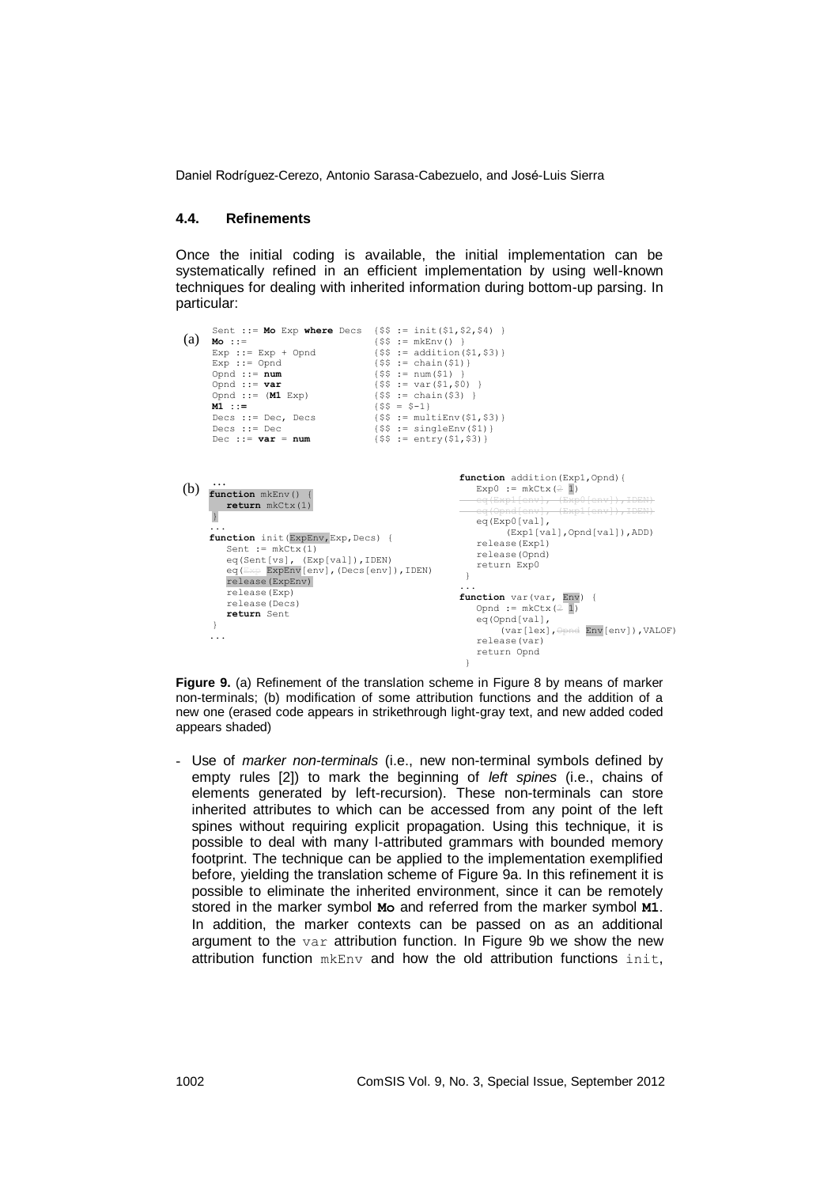### 4.4. Refinements

Once the initial coding is available, the initial implementation can be systematically refined in an efficient implementation by using well-known techniques for dealing with inherited information during bottom-up parsing. In particular:

(a)

```
Sent ::= Mo Exp where Decs  {$$ := init($1,$2,$4) }
Mo ::=                      {$$ := mkEnv() }
Exp ::= Exp + Opnd          {$$ := addition($1,$3)}
Exp ::= Opnd                {$$ := chain($1)}
Opnd ::= num                {$$ := num($1) }
Opnd ::= var                {$$ := var($1,$0) }
Opnd ::= (M1 Exp)           {$$ := chain($3) }
M1 ::=                      {$$ = $-1}
Decs ::= Dec, Decs          {$$ := multiEnv($1,$3)}
Decs ::= Dec                {$$ := singleEnv($1)}
Dec ::= var = num           {$$ := entry($1,$3)}
```

(b)

```
...
function mkEnv() {
   return mkCtx(1)
}
...
function init(ExpEnv,Exp,Decs) {
   Sent := mkCtx(1)
   eq(Sent[vs], (Exp[val]),IDEN)
   eq(Exp ExpEnv[env],(Decs[env]),IDEN)
   release(ExpEnv)
   release(Exp)
   release(Decs)
   return Sent
}
...

function addition(Exp1,Opnd){
   Exp0 := mkCtx(2 1)
   eq(Exp1[env], (Exp0[env]),IDEN)
   eq(Opnd[env], (Exp1[env]),IDEN)
   eq(Exp0[val],
      (Exp1[val],Opnd[val]),ADD)
   release(Exp1)
   release(Opnd)
   return Exp0
}
...
function var(var, Env) {
   Opnd := mkCtx(2 1)
   eq(Opnd[val],
      (var[lex],Opnd Env[env]),VALOF)
   release(var)
   return Opnd
}
```

**Figure 9.** (a) Refinement of the translation scheme in Figure 8 by means of marker non-terminals; (b) modification of some attribution functions and the addition of a new one (erased code appears in strikethrough light-gray text, and new added coded appears shaded)

- Use of *marker non-terminals* (i.e., new non-terminal symbols defined by empty rules [2]) to mark the beginning of *left spines* (i.e., chains of elements generated by left-recursion). These non-terminals can store inherited attributes to which can be accessed from any point of the left spines without requiring explicit propagation. Using this technique, it is possible to deal with many l-attributed grammars with bounded memory footprint. The technique can be applied to the implementation exemplified before, yielding the translation scheme of Figure 9a. In this refinement it is possible to eliminate the inherited environment, since it can be remotely stored in the marker symbol **Mo** and referred from the marker symbol **M1**. In addition, the marker contexts can be passed on as an additional argument to the `var` attribution function. In Figure 9b we show the new attribution function `mkEnv` and how the old attribution functions `init`,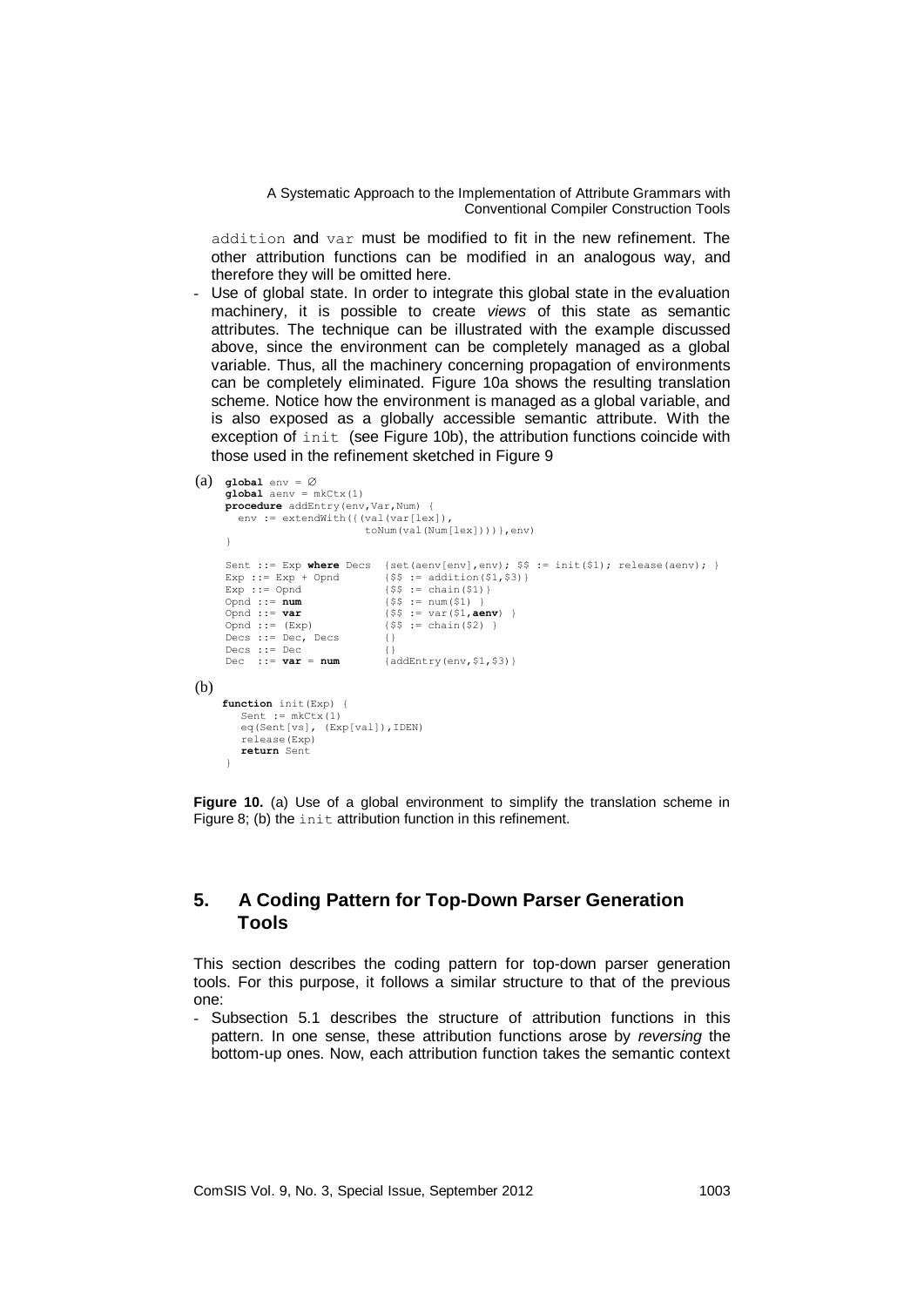`addition` and `var` must be modified to fit in the new refinement. The other attribution functions can be modified in an analogous way, and therefore they will be omitted here.

- Use of global state. In order to integrate this global state in the evaluation machinery, it is possible to create *views* of this state as semantic attributes. The technique can be illustrated with the example discussed above, since the environment can be completely managed as a global variable. Thus, all the machinery concerning propagation of environments can be completely eliminated. Figure 10a shows the resulting translation scheme. Notice how the environment is managed as a global variable, and is also exposed as a globally accessible semantic attribute. With the exception of `init` (see Figure 10b), the attribution functions coincide with those used in the refinement sketched in Figure 9

(a)

```
global env = ∅
global aenv = mkCtx(1)
procedure addEntry(env,Var,Num) {
  env := extendWith({(val(var[lex]),
                      toNum(val(Num[lex])))},env)
}

Sent ::= Exp where Decs  {set(aenv[env],env); $$ := init($1); release(aenv); }
Exp ::= Exp + Opnd       {$$ := addition($1,$3)}
Exp ::= Opnd             {$$ := chain($1)}
Opnd ::= num             {$$ := num($1) }
Opnd ::= var             {$$ := var($1,aenv) }
Opnd ::= (Exp)           {$$ := chain($2) }
Decs ::= Dec, Decs       {}
Decs ::= Dec             {}
Dec  ::= var = num       {addEntry(env,$1,$3)}
```

(b)

```
function init(Exp) {
   Sent := mkCtx(1)
   eq(Sent[vs], (Exp[val]),IDEN)
   release(Exp)
   return Sent
}
```

**Figure 10.** (a) Use of a global environment to simplify the translation scheme in Figure 8; (b) the `init` attribution function in this refinement.

## 5. A Coding Pattern for Top-Down Parser Generation Tools

This section describes the coding pattern for top-down parser generation tools. For this purpose, it follows a similar structure to that of the previous one:

- Subsection 5.1 describes the structure of attribution functions in this pattern. In one sense, these attribution functions arose by *reversing* the bottom-up ones. Now, each attribution function takes the semantic context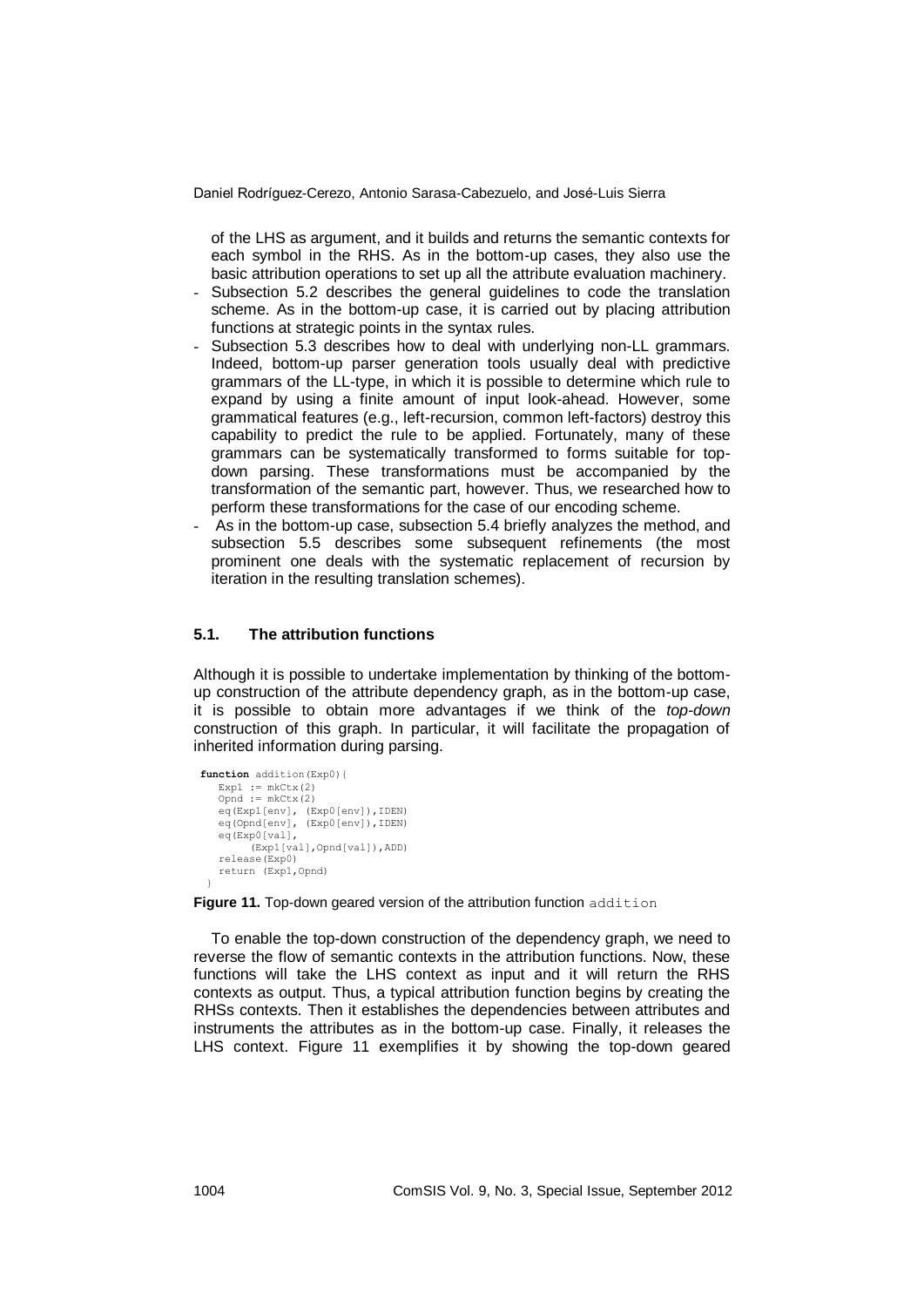of the LHS as argument, and it builds and returns the semantic contexts for each symbol in the RHS. As in the bottom-up cases, they also use the basic attribution operations to set up all the attribute evaluation machinery.

- Subsection 5.2 describes the general guidelines to code the translation scheme. As in the bottom-up case, it is carried out by placing attribution functions at strategic points in the syntax rules.
- Subsection 5.3 describes how to deal with underlying non-LL grammars. Indeed, bottom-up parser generation tools usually deal with predictive grammars of the LL-type, in which it is possible to determine which rule to expand by using a finite amount of input look-ahead. However, some grammatical features (e.g., left-recursion, common left-factors) destroy this capability to predict the rule to be applied. Fortunately, many of these grammars can be systematically transformed to forms suitable for top-down parsing. These transformations must be accompanied by the transformation of the semantic part, however. Thus, we researched how to perform these transformations for the case of our encoding scheme.
- As in the bottom-up case, subsection 5.4 briefly analyzes the method, and subsection 5.5 describes some subsequent refinements (the most prominent one deals with the systematic replacement of recursion by iteration in the resulting translation schemes).

### 5.1. The attribution functions

Although it is possible to undertake implementation by thinking of the bottom-up construction of the attribute dependency graph, as in the bottom-up case, it is possible to obtain more advantages if we think of the *top-down* construction of this graph. In particular, it will facilitate the propagation of inherited information during parsing.

```
function addition(Exp0){
   Exp1 := mkCtx(2)
   Opnd := mkCtx(2)
   eq(Exp1[env], (Exp0[env]),IDEN)
   eq(Opnd[env], (Exp0[env]),IDEN)
   eq(Exp0[val],
        (Exp1[val],Opnd[val]),ADD)
   release(Exp0)
   return (Exp1,Opnd)
}
```

**Figure 11.** Top-down geared version of the attribution function `addition`

To enable the top-down construction of the dependency graph, we need to reverse the flow of semantic contexts in the attribution functions. Now, these functions will take the LHS context as input and it will return the RHS contexts as output. Thus, a typical attribution function begins by creating the RHSs contexts. Then it establishes the dependencies between attributes and instruments the attributes as in the bottom-up case. Finally, it releases the LHS context. Figure 11 exemplifies it by showing the top-down geared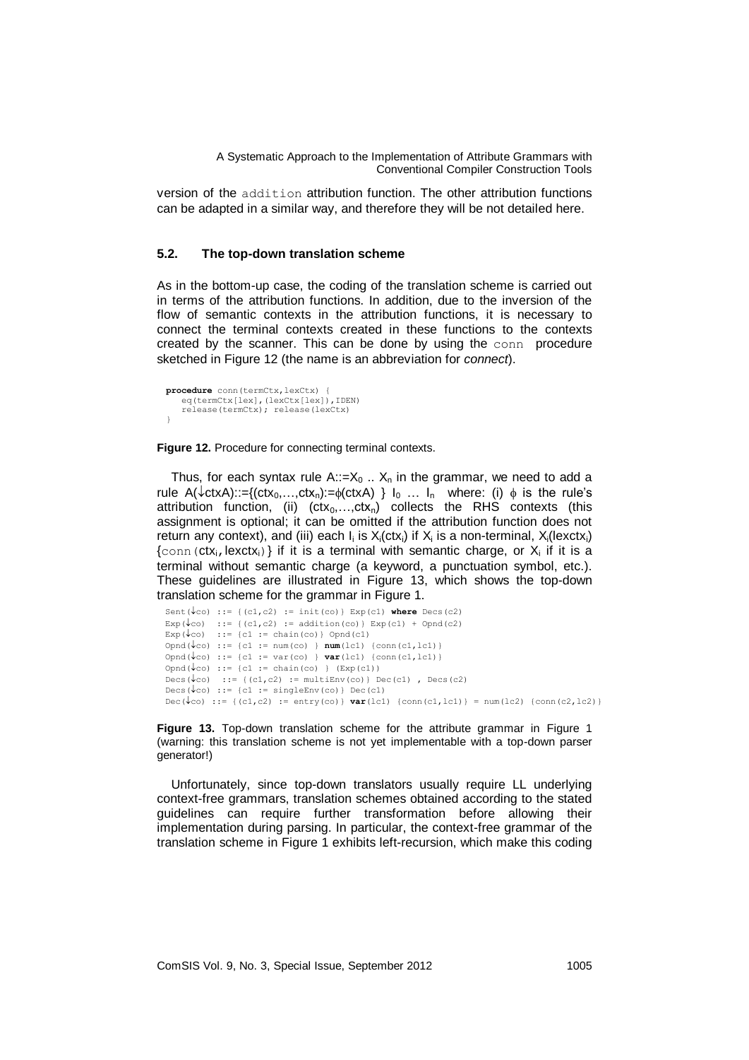version of the `addition` attribution function. The other attribution functions can be adapted in a similar way, and therefore they will be not detailed here.

### 5.2. The top-down translation scheme

As in the bottom-up case, the coding of the translation scheme is carried out in terms of the attribution functions. In addition, due to the inversion of the flow of semantic contexts in the attribution functions, it is necessary to connect the terminal contexts created in these functions to the contexts created by the scanner. This can be done by using the `conn` procedure sketched in Figure 12 (the name is an abbreviation for *connect*).

```
procedure conn(termCtx,lexCtx) {
   eq(termCtx[lex],(lexCtx[lex]),IDEN)
   release(termCtx); release(lexCtx)
}
```

**Figure 12.** Procedure for connecting terminal contexts.

Thus, for each syntax rule $A::=X_0 .. X_n$ in the grammar, we need to add a rule $A(\downarrow ctxA)::=\{(ctx_0,\ldots,ctx_n):=\phi(ctxA)\}\ I_0 \ldots I_n$ where: (i) $\phi$ is the rule's attribution function, (ii) $(ctx_0,\ldots,ctx_n)$ collects the RHS contexts (this assignment is optional; it can be omitted if the attribution function does not return any context), and (iii) each $I_i$ is $X_i(ctx_i)$ if $X_i$ is a non-terminal, $X_i(lexctx_i)$ $\{$`conn`$(ctx_i, lexctx_i)\}$ if it is a terminal with semantic charge, or $X_i$ if it is a terminal without semantic charge (a keyword, a punctuation symbol, etc.). These guidelines are illustrated in Figure 13, which shows the top-down translation scheme for the grammar in Figure 1.

```
Sent(↓co) ::= {(c1,c2) := init(co)} Exp(c1) where Decs(c2)
Exp(↓co)  ::= {(c1,c2) := addition(co)} Exp(c1) + Opnd(c2)
Exp(↓co)  ::= {c1 := chain(co)} Opnd(c1)
Opnd(↓co) ::= {c1 := num(co) } num(lc1) {conn(c1,lc1)}
Opnd(↓co) ::= {c1 := var(co) } var(lc1) {conn(c1,lc1)}
Opnd(↓co) ::= {c1 := chain(co) } (Exp(c1))
Decs(↓co)  ::= {(c1,c2) := multiEnv(co)} Dec(c1) , Decs(c2)
Decs(↓co) ::= {c1 := singleEnv(co)} Dec(c1)
Dec(↓co) ::= {(c1,c2) := entry(co)} var(lc1) {conn(c1,lc1)} = num(lc2) {conn(c2,lc2)}
```

**Figure 13.** Top-down translation scheme for the attribute grammar in Figure 1 (warning: this translation scheme is not yet implementable with a top-down parser generator!)

Unfortunately, since top-down translators usually require LL underlying context-free grammars, translation schemes obtained according to the stated guidelines can require further transformation before allowing their implementation during parsing. In particular, the context-free grammar of the translation scheme in Figure 1 exhibits left-recursion, which make this coding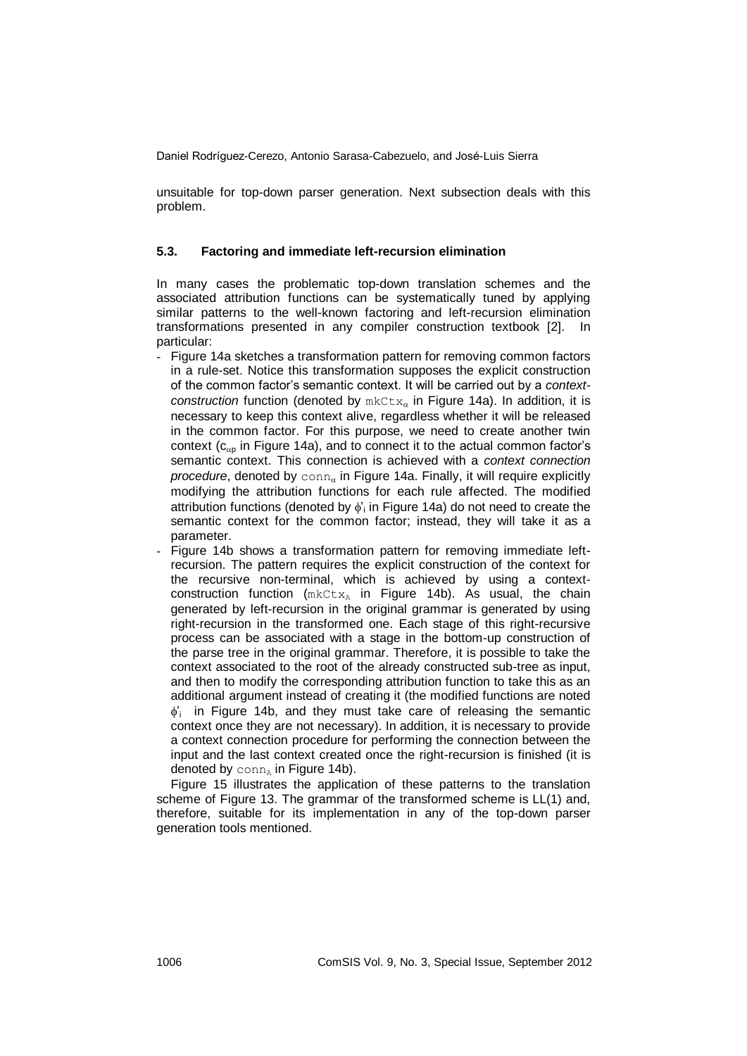unsuitable for top-down parser generation. Next subsection deals with this problem.

### 5.3. Factoring and immediate left-recursion elimination

In many cases the problematic top-down translation schemes and the associated attribution functions can be systematically tuned by applying similar patterns to the well-known factoring and left-recursion elimination transformations presented in any compiler construction textbook [2]. In particular:

- Figure 14a sketches a transformation pattern for removing common factors in a rule-set. Notice this transformation supposes the explicit construction of the common factor's semantic context. It will be carried out by a *context-construction* function (denoted by $\mathtt{mkCtx}_{\alpha}$ in Figure 14a). In addition, it is necessary to keep this context alive, regardless whether it will be released in the common factor. For this purpose, we need to create another twin context ($c_{\alpha p}$ in Figure 14a), and to connect it to the actual common factor's semantic context. This connection is achieved with a *context connection procedure*, denoted by $\mathtt{conn}_{\alpha}$ in Figure 14a. Finally, it will require explicitly modifying the attribution functions for each rule affected. The modified attribution functions (denoted by $\phi'_i$ in Figure 14a) do not need to create the semantic context for the common factor; instead, they will take it as a parameter.
- Figure 14b shows a transformation pattern for removing immediate left-recursion. The pattern requires the explicit construction of the context for the recursive non-terminal, which is achieved by using a context-construction function ($\mathtt{mkCtx}_{A}$ in Figure 14b). As usual, the chain generated by left-recursion in the original grammar is generated by using right-recursion in the transformed one. Each stage of this right-recursive process can be associated with a stage in the bottom-up construction of the parse tree in the original grammar. Therefore, it is possible to take the context associated to the root of the already constructed sub-tree as input, and then to modify the corresponding attribution function to take this as an additional argument instead of creating it (the modified functions are noted $\phi'_i$ in Figure 14b, and they must take care of releasing the semantic context once they are not necessary). In addition, it is necessary to provide a context connection procedure for performing the connection between the input and the last context created once the right-recursion is finished (it is denoted by $\mathtt{conn}_{A}$ in Figure 14b).

Figure 15 illustrates the application of these patterns to the translation scheme of Figure 13. The grammar of the transformed scheme is LL(1) and, therefore, suitable for its implementation in any of the top-down parser generation tools mentioned.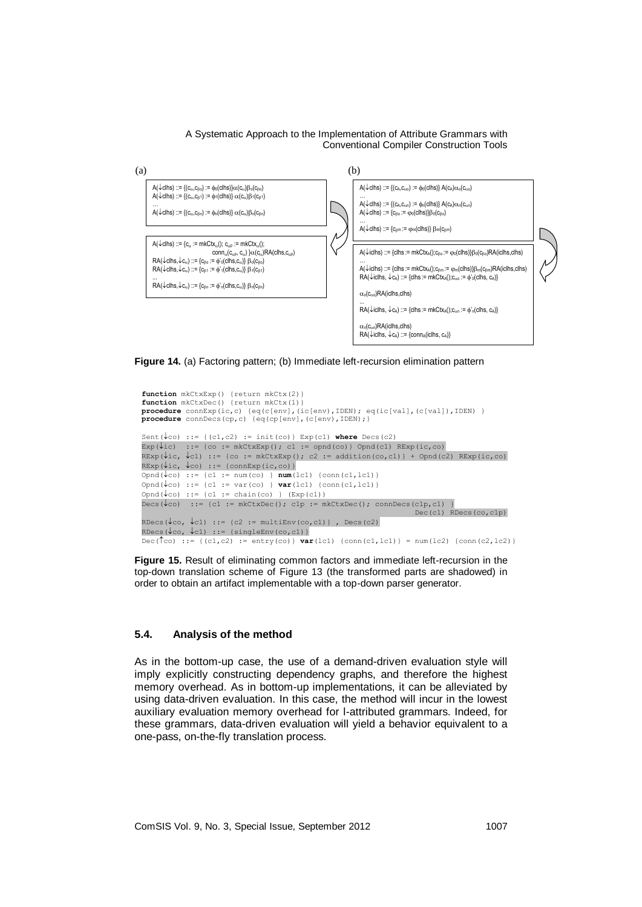(a)

```
A(↓clhs) ::= {(cα,cβ0) := φ0(clhs)}α(cα)β0(cβ0)
A(↓clhs) ::= {(cα,cβ1) := φ1(clhs)} α(cα)β1(cβ1)
...
A(↓clhs) ::= {(cα,cβn) := φn(clhs)} α(cα)βn(cβn)
```

```
A(↓clhs) ::= {cα := mkCtxα(); cαβ := mkCtxα();
                    connα(cαβ, cα) }α(cα)RA(clhs,cαβ)
RA(↓clhs,↓cα) ::= {cβ0 := φ'0(clhs,cα)} β0(cβ0)
RA(↓clhs,↓cα) ::= {cβ1 := φ'1(clhs,cα)} β1(cβ1)
...
RA(↓clhs,↓cα) ::= {cβn := φ'n(clhs,cα)} βn(cβn)
```

(b)

```
A(↓clhs) ::= {(cA,cα0) := φ0(clhs)} A(cA)α0(cα0)
...
A(↓clhs) ::= {(cA,cαn) := φn(clhs)} A(cA)αn(cαn)
A(↓clhs) ::= {cβ0 := φ0(clhs)}β0(cβ0)
...
A(↓clhs) ::= {cβm := φm(clhs)} βm(cβm)
```

```
A(↓iclhs) ::= {clhs := mkCtxA();cβ0 := φ0(clhs)}β0(cβ0)RA(iclhs,clhs)
...
A(↓iclhs) ::= {clhs := mkCtxA();cβm := φm(clhs)}βm(cβm)RA(iclhs,clhs)
RA(↓iclhs, ↓cA) ::= {clhs := mkCtxA();cα0 := φ'0(clhs, cA)}

α0(cα0)RA(iclhs,clhs)
...
RA(↓iclhs, ↓cA) ::= {clhs := mkCtxA();cαn := φ'n(clhs, cA)}

αn(cαn)RA(iclhs,clhs)
RA(↓iclhs, ↓cA) ::= {connA(iclhs, cA)}
```

**Figure 14.** (a) Factoring pattern; (b) Immediate left-recursion elimination pattern

```
function mkCtxExp() {return mkCtx(2)}
function mkCtxDec() {return mkCtx(1)}
procedure connExp(ic,c) {eq(c[env],(ic[env]),IDEN); eq(ic[val],(c[val]),IDEN) }
procedure connDecs(cp,c) {eq(cp[env],(c[env]),IDEN);}

Sent(↓co) ::= {(c1,c2) := init(co)} Exp(c1) where Decs(c2)
Exp(↓ic)  ::= {co := mkCtxExp(); c1 := opnd(co)} Opnd(c1) RExp(ic,co)
RExp(↓ic, ↓c1) ::= {co := mkCtxExp(); c2 := addition(co,c1)} + Opnd(c2) RExp(ic,co)
RExp(↓ic, ↓co) ::= {connExp(ic,co)}
Opnd(↓co) ::= {c1 := num(co) } num(lc1) {conn(c1,lc1)}
Opnd(↓co) ::= {c1 := var(co) } var(lc1) {conn(c1,lc1)}
Opnd(↓co) ::= {c1 := chain(co) } (Exp(c1))
Decs(↓co)  ::= {c1 := mkCtxDec(); c1p := mkCtxDec(); connDecs(c1p,c1) }
                                                          Dec(c1) RDecs(co,c1p)
RDecs(↓co, ↓c1) ::= {c2 := multiEnv(co,c1)} , Decs(c2)
RDecs(↓co, ↓c1) ::= {singleEnv(co,c1)}
Dec(↑co) ::= {(c1,c2) := entry(co)} var(lc1) {conn(c1,lc1)} = num(lc2) {conn(c2,lc2)}
```

**Figure 15.** Result of eliminating common factors and immediate left-recursion in the top-down translation scheme of Figure 13 (the transformed parts are shadowed) in order to obtain an artifact implementable with a top-down parser generator.

### 5.4. Analysis of the method

As in the bottom-up case, the use of a demand-driven evaluation style will imply explicitly constructing dependency graphs, and therefore the highest memory overhead. As in bottom-up implementations, it can be alleviated by using data-driven evaluation. In this case, the method will incur in the lowest auxiliary evaluation memory overhead for l-attributed grammars. Indeed, for these grammars, data-driven evaluation will yield a behavior equivalent to a one-pass, on-the-fly translation process.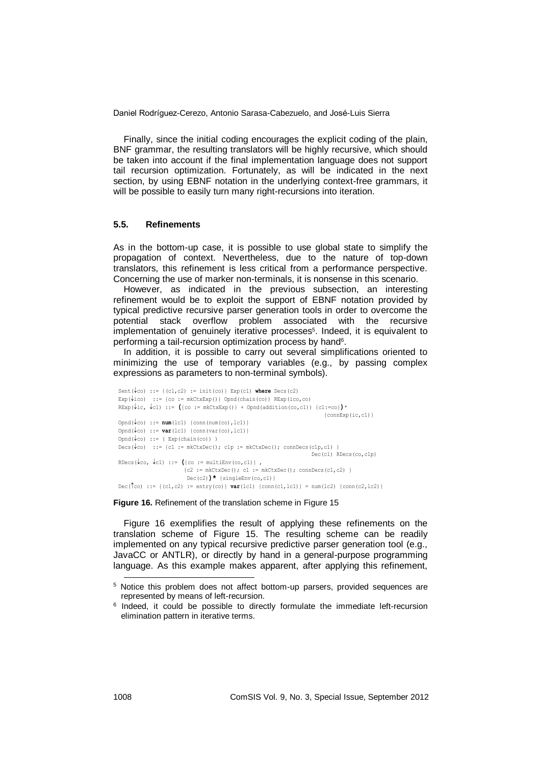Finally, since the initial coding encourages the explicit coding of the plain, BNF grammar, the resulting translators will be highly recursive, which should be taken into account if the final implementation language does not support tail recursion optimization. Fortunately, as will be indicated in the next section, by using EBNF notation in the underlying context-free grammars, it will be possible to easily turn many right-recursions into iteration.

### 5.5. Refinements

As in the bottom-up case, it is possible to use global state to simplify the propagation of context. Nevertheless, due to the nature of top-down translators, this refinement is less critical from a performance perspective. Concerning the use of marker non-terminals, it is nonsense in this scenario.

However, as indicated in the previous subsection, an interesting refinement would be to exploit the support of EBNF notation provided by typical predictive recursive parser generation tools in order to overcome the potential stack overflow problem associated with the recursive implementation of genuinely iterative processes[5]. Indeed, it is equivalent to performing a tail-recursion optimization process by hand[6].

In addition, it is possible to carry out several simplifications oriented to minimizing the use of temporary variables (e.g., by passing complex expressions as parameters to non-terminal symbols).

```
Sent(↓co) ::= {(c1,c2) := init(co)} Exp(c1) where Decs(c2)
Exp(↓ico)  ::= {co := mkCtxExp()} Opnd(chain(co)) RExp(ico,co)
RExp(↓ic, ↓c1) ::= ({co := mkCtxExp()} + Opnd(addition(co,c1)) {c1:=co})*
                                                                {connExp(ic,c1)}
Opnd(↓co) ::= num(lc1) {conn(num(co),lc1)}
Opnd(↓co) ::= var(lc1) {conn(var(co),lc1)}
Opnd(↓co) ::= ( Exp(chain(co)) )
Decs(↓co)  ::= {c1 := mkCtxDec(); c1p := mkCtxDec(); connDecs(c1p,c1) }
                                                          Dec(c1) RDecs(co,c1p)
RDecs(↓co, ↓c1) ::= ({co := multiEnv(co,c1)} ,
                    {c2 := mkCtxDec(); c1 := mkCtxDec(); connDecs(c1,c2) }
                     Dec(c2))* {singleEnv(co,c1)}
Dec(↑co) ::= {(c1,c2) := entry(co)} var(lc1) {conn(c1,lc1)} = num(lc2) {conn(c2,lc2)}
```

**Figure 16.** Refinement of the translation scheme in Figure 15

Figure 16 exemplifies the result of applying these refinements on the translation scheme of Figure 15. The resulting scheme can be readily implemented on any typical recursive predictive parser generation tool (e.g., JavaCC or ANTLR), or directly by hand in a general-purpose programming language. As this example makes apparent, after applying this refinement,

[5] Notice this problem does not affect bottom-up parsers, provided sequences are represented by means of left-recursion.

[6] Indeed, it could be possible to directly formulate the immediate left-recursion elimination pattern in iterative terms.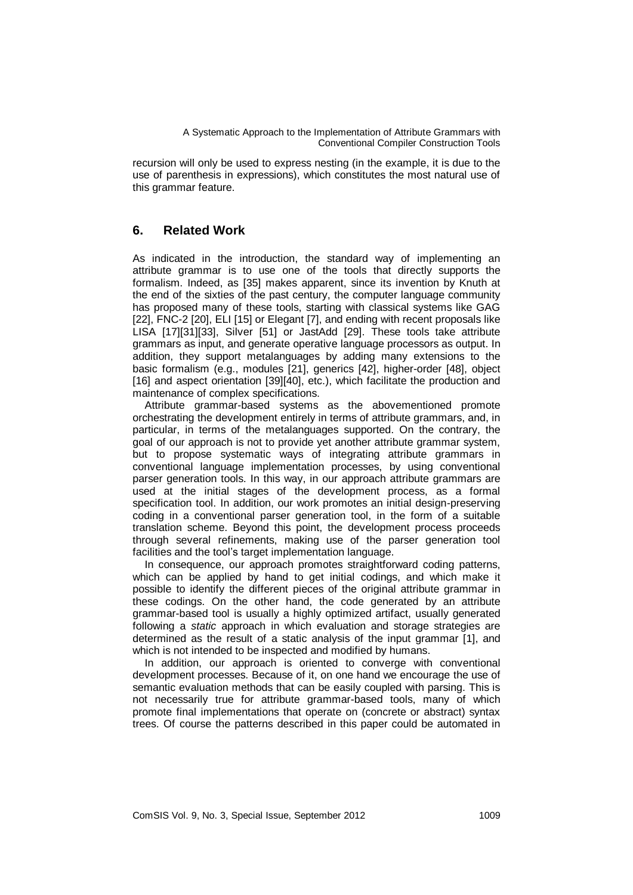recursion will only be used to express nesting (in the example, it is due to the use of parenthesis in expressions), which constitutes the most natural use of this grammar feature.

## 6. Related Work

As indicated in the introduction, the standard way of implementing an attribute grammar is to use one of the tools that directly supports the formalism. Indeed, as [35] makes apparent, since its invention by Knuth at the end of the sixties of the past century, the computer language community has proposed many of these tools, starting with classical systems like GAG [22], FNC-2 [20], ELI [15] or Elegant [7], and ending with recent proposals like LISA [17][31][33], Silver [51] or JastAdd [29]. These tools take attribute grammars as input, and generate operative language processors as output. In addition, they support metalanguages by adding many extensions to the basic formalism (e.g., modules [21], generics [42], higher-order [48], object [16] and aspect orientation [39][40], etc.), which facilitate the production and maintenance of complex specifications.

Attribute grammar-based systems as the abovementioned promote orchestrating the development entirely in terms of attribute grammars, and, in particular, in terms of the metalanguages supported. On the contrary, the goal of our approach is not to provide yet another attribute grammar system, but to propose systematic ways of integrating attribute grammars in conventional language implementation processes, by using conventional parser generation tools. In this way, in our approach attribute grammars are used at the initial stages of the development process, as a formal specification tool. In addition, our work promotes an initial design-preserving coding in a conventional parser generation tool, in the form of a suitable translation scheme. Beyond this point, the development process proceeds through several refinements, making use of the parser generation tool facilities and the tool's target implementation language.

In consequence, our approach promotes straightforward coding patterns, which can be applied by hand to get initial codings, and which make it possible to identify the different pieces of the original attribute grammar in these codings. On the other hand, the code generated by an attribute grammar-based tool is usually a highly optimized artifact, usually generated following a *static* approach in which evaluation and storage strategies are determined as the result of a static analysis of the input grammar [1], and which is not intended to be inspected and modified by humans.

In addition, our approach is oriented to converge with conventional development processes. Because of it, on one hand we encourage the use of semantic evaluation methods that can be easily coupled with parsing. This is not necessarily true for attribute grammar-based tools, many of which promote final implementations that operate on (concrete or abstract) syntax trees. Of course the patterns described in this paper could be automated in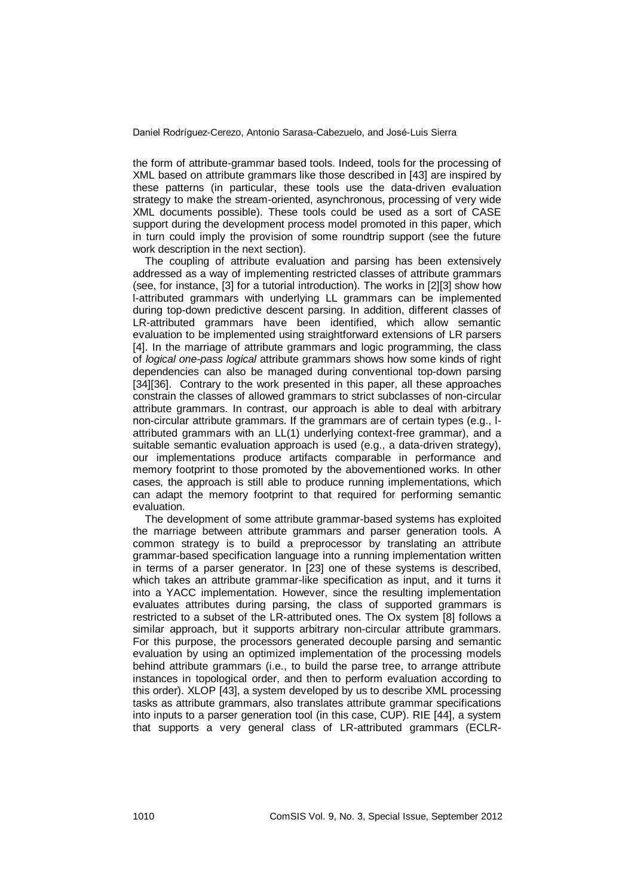the form of attribute-grammar based tools. Indeed, tools for the processing of XML based on attribute grammars like those described in [43] are inspired by these patterns (in particular, these tools use the data-driven evaluation strategy to make the stream-oriented, asynchronous, processing of very wide XML documents possible). These tools could be used as a sort of CASE support during the development process model promoted in this paper, which in turn could imply the provision of some roundtrip support (see the future work description in the next section).

The coupling of attribute evaluation and parsing has been extensively addressed as a way of implementing restricted classes of attribute grammars (see, for instance, [3] for a tutorial introduction). The works in [2][3] show how l-attributed grammars with underlying LL grammars can be implemented during top-down predictive descent parsing. In addition, different classes of LR-attributed grammars have been identified, which allow semantic evaluation to be implemented using straightforward extensions of LR parsers [4]. In the marriage of attribute grammars and logic programming, the class of *logical one-pass logical* attribute grammars shows how some kinds of right dependencies can also be managed during conventional top-down parsing [34][36]. Contrary to the work presented in this paper, all these approaches constrain the classes of allowed grammars to strict subclasses of non-circular attribute grammars. In contrast, our approach is able to deal with arbitrary non-circular attribute grammars. If the grammars are of certain types (e.g., l-attributed grammars with an LL(1) underlying context-free grammar), and a suitable semantic evaluation approach is used (e.g., a data-driven strategy), our implementations produce artifacts comparable in performance and memory footprint to those promoted by the abovementioned works. In other cases, the approach is still able to produce running implementations, which can adapt the memory footprint to that required for performing semantic evaluation.

The development of some attribute grammar-based systems has exploited the marriage between attribute grammars and parser generation tools. A common strategy is to build a preprocessor by translating an attribute grammar-based specification language into a running implementation written in terms of a parser generator. In [23] one of these systems is described, which takes an attribute grammar-like specification as input, and it turns it into a YACC implementation. However, since the resulting implementation evaluates attributes during parsing, the class of supported grammars is restricted to a subset of the LR-attributed ones. The Ox system [8] follows a similar approach, but it supports arbitrary non-circular attribute grammars. For this purpose, the processors generated decouple parsing and semantic evaluation by using an optimized implementation of the processing models behind attribute grammars (i.e., to build the parse tree, to arrange attribute instances in topological order, and then to perform evaluation according to this order). XLOP [43], a system developed by us to describe XML processing tasks as attribute grammars, also translates attribute grammar specifications into inputs to a parser generation tool (in this case, CUP). RIE [44], a system that supports a very general class of LR-attributed grammars (ECLR-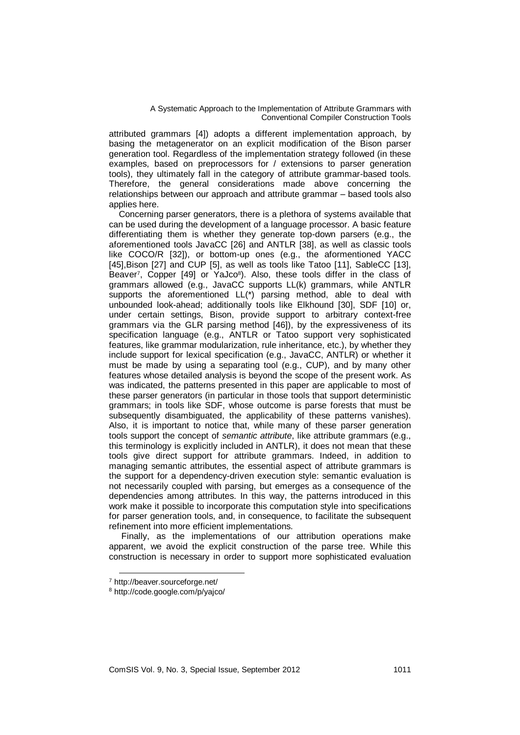attributed grammars [4]) adopts a different implementation approach, by basing the metagenerator on an explicit modification of the Bison parser generation tool. Regardless of the implementation strategy followed (in these examples, based on preprocessors for / extensions to parser generation tools), they ultimately fall in the category of attribute grammar-based tools. Therefore, the general considerations made above concerning the relationships between our approach and attribute grammar – based tools also applies here.

Concerning parser generators, there is a plethora of systems available that can be used during the development of a language processor. A basic feature differentiating them is whether they generate top-down parsers (e.g., the aforementioned tools JavaCC [26] and ANTLR [38], as well as classic tools like COCO/R [32]), or bottom-up ones (e.g., the aformentioned YACC [45],Bison [27] and CUP [5], as well as tools like Tatoo [11], SableCC [13], Beaver[7], Copper [49] or YaJco[8]). Also, these tools differ in the class of grammars allowed (e.g., JavaCC supports LL(k) grammars, while ANTLR supports the aforementioned LL(*) parsing method, able to deal with unbounded look-ahead; additionally tools like Elkhound [30], SDF [10] or, under certain settings, Bison, provide support to arbitrary context-free grammars via the GLR parsing method [46]), by the expressiveness of its specification language (e.g., ANTLR or Tatoo support very sophisticated features, like grammar modularization, rule inheritance, etc.), by whether they include support for lexical specification (e.g., JavaCC, ANTLR) or whether it must be made by using a separating tool (e.g., CUP), and by many other features whose detailed analysis is beyond the scope of the present work. As was indicated, the patterns presented in this paper are applicable to most of these parser generators (in particular in those tools that support deterministic grammars; in tools like SDF, whose outcome is parse forests that must be subsequently disambiguated, the applicability of these patterns vanishes). Also, it is important to notice that, while many of these parser generation tools support the concept of *semantic attribute*, like attribute grammars (e.g., this terminology is explicitly included in ANTLR), it does not mean that these tools give direct support for attribute grammars. Indeed, in addition to managing semantic attributes, the essential aspect of attribute grammars is the support for a dependency-driven execution style: semantic evaluation is not necessarily coupled with parsing, but emerges as a consequence of the dependencies among attributes. In this way, the patterns introduced in this work make it possible to incorporate this computation style into specifications for parser generation tools, and, in consequence, to facilitate the subsequent refinement into more efficient implementations.

Finally, as the implementations of our attribution operations make apparent, we avoid the explicit construction of the parse tree. While this construction is necessary in order to support more sophisticated evaluation

---

[7] http://beaver.sourceforge.net/

[8] http://code.google.com/p/yajco/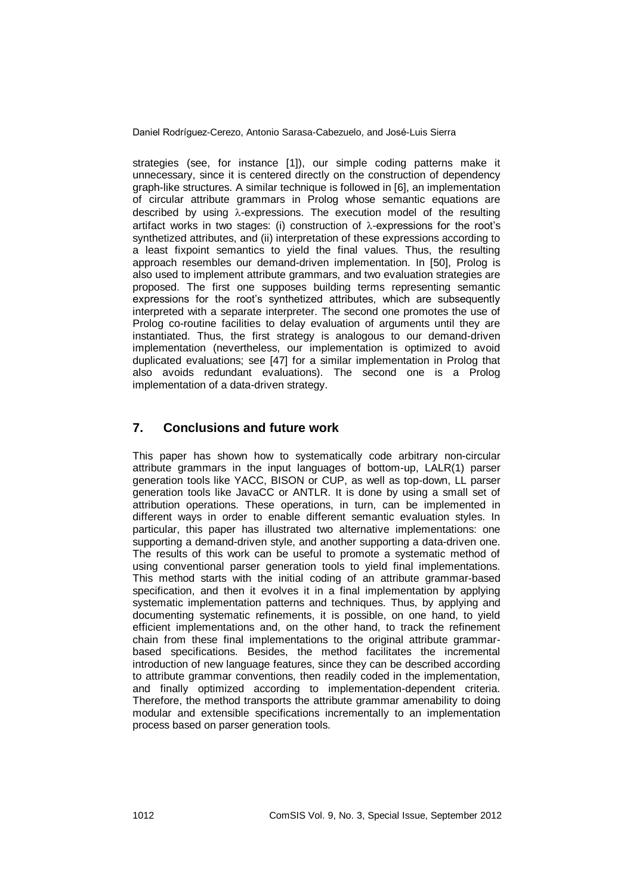strategies (see, for instance [1]), our simple coding patterns make it unnecessary, since it is centered directly on the construction of dependency graph-like structures. A similar technique is followed in [6], an implementation of circular attribute grammars in Prolog whose semantic equations are described by using $\lambda$-expressions. The execution model of the resulting artifact works in two stages: (i) construction of $\lambda$-expressions for the root's synthetized attributes, and (ii) interpretation of these expressions according to a least fixpoint semantics to yield the final values. Thus, the resulting approach resembles our demand-driven implementation. In [50], Prolog is also used to implement attribute grammars, and two evaluation strategies are proposed. The first one supposes building terms representing semantic expressions for the root's synthetized attributes, which are subsequently interpreted with a separate interpreter. The second one promotes the use of Prolog co-routine facilities to delay evaluation of arguments until they are instantiated. Thus, the first strategy is analogous to our demand-driven implementation (nevertheless, our implementation is optimized to avoid duplicated evaluations; see [47] for a similar implementation in Prolog that also avoids redundant evaluations). The second one is a Prolog implementation of a data-driven strategy.

## 7. Conclusions and future work

This paper has shown how to systematically code arbitrary non-circular attribute grammars in the input languages of bottom-up, LALR(1) parser generation tools like YACC, BISON or CUP, as well as top-down, LL parser generation tools like JavaCC or ANTLR. It is done by using a small set of attribution operations. These operations, in turn, can be implemented in different ways in order to enable different semantic evaluation styles. In particular, this paper has illustrated two alternative implementations: one supporting a demand-driven style, and another supporting a data-driven one. The results of this work can be useful to promote a systematic method of using conventional parser generation tools to yield final implementations. This method starts with the initial coding of an attribute grammar-based specification, and then it evolves it in a final implementation by applying systematic implementation patterns and techniques. Thus, by applying and documenting systematic refinements, it is possible, on one hand, to yield efficient implementations and, on the other hand, to track the refinement chain from these final implementations to the original attribute grammar-based specifications. Besides, the method facilitates the incremental introduction of new language features, since they can be described according to attribute grammar conventions, then readily coded in the implementation, and finally optimized according to implementation-dependent criteria. Therefore, the method transports the attribute grammar amenability to doing modular and extensible specifications incrementally to an implementation process based on parser generation tools.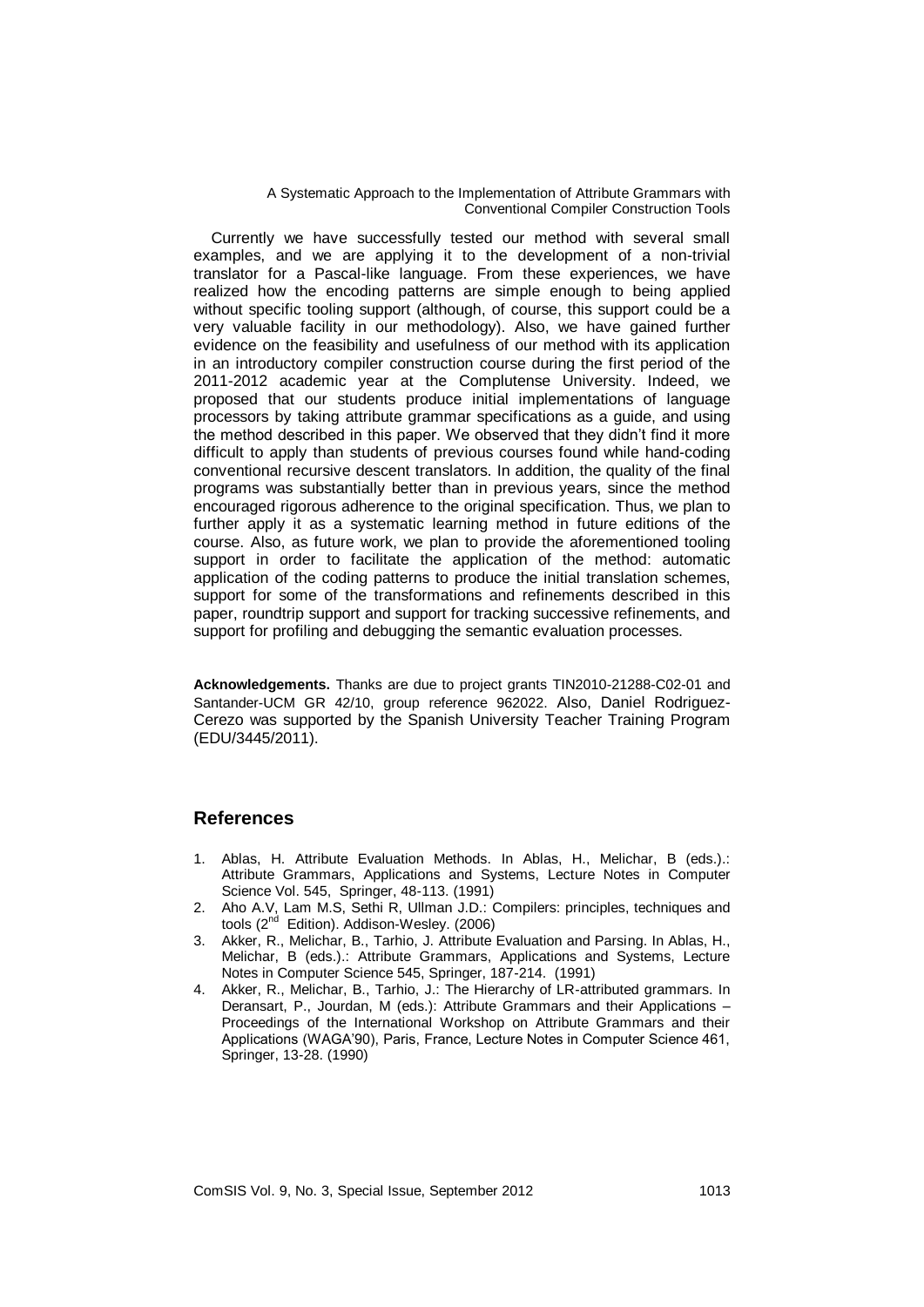Currently we have successfully tested our method with several small examples, and we are applying it to the development of a non-trivial translator for a Pascal-like language. From these experiences, we have realized how the encoding patterns are simple enough to being applied without specific tooling support (although, of course, this support could be a very valuable facility in our methodology). Also, we have gained further evidence on the feasibility and usefulness of our method with its application in an introductory compiler construction course during the first period of the 2011-2012 academic year at the Complutense University. Indeed, we proposed that our students produce initial implementations of language processors by taking attribute grammar specifications as a guide, and using the method described in this paper. We observed that they didn't find it more difficult to apply than students of previous courses found while hand-coding conventional recursive descent translators. In addition, the quality of the final programs was substantially better than in previous years, since the method encouraged rigorous adherence to the original specification. Thus, we plan to further apply it as a systematic learning method in future editions of the course. Also, as future work, we plan to provide the aforementioned tooling support in order to facilitate the application of the method: automatic application of the coding patterns to produce the initial translation schemes, support for some of the transformations and refinements described in this paper, roundtrip support and support for tracking successive refinements, and support for profiling and debugging the semantic evaluation processes.

**Acknowledgements.** Thanks are due to project grants TIN2010-21288-C02-01 and Santander-UCM GR 42/10, group reference 962022. Also, Daniel Rodriguez-Cerezo was supported by the Spanish University Teacher Training Program (EDU/3445/2011).

## References

1. Ablas, H. Attribute Evaluation Methods. In Ablas, H., Melichar, B (eds.).: Attribute Grammars, Applications and Systems, Lecture Notes in Computer Science Vol. 545, Springer, 48-113. (1991)
2. Aho A.V, Lam M.S, Sethi R, Ullman J.D.: Compilers: principles, techniques and tools (2nd Edition). Addison-Wesley. (2006)
3. Akker, R., Melichar, B., Tarhio, J. Attribute Evaluation and Parsing. In Ablas, H., Melichar, B (eds.).: Attribute Grammars, Applications and Systems, Lecture Notes in Computer Science 545, Springer, 187-214. (1991)
4. Akker, R., Melichar, B., Tarhio, J.: The Hierarchy of LR-attributed grammars. In Deransart, P., Jourdan, M (eds.): Attribute Grammars and their Applications – Proceedings of the International Workshop on Attribute Grammars and their Applications (WAGA'90), Paris, France, Lecture Notes in Computer Science 461, Springer, 13-28. (1990)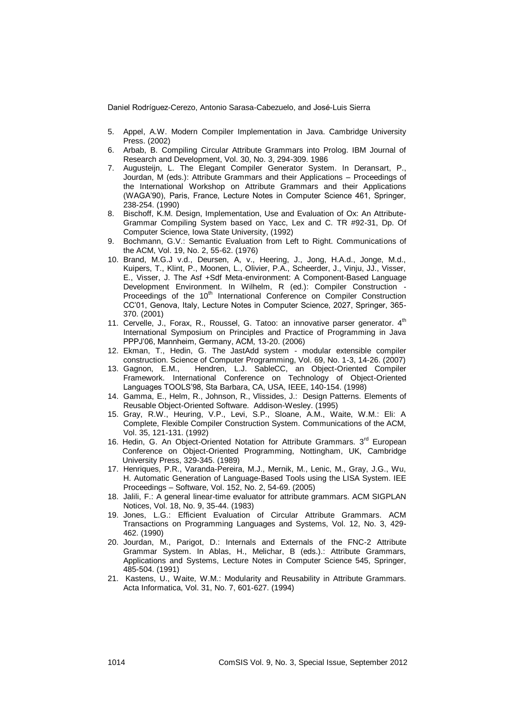5. Appel, A.W. Modern Compiler Implementation in Java. Cambridge University Press. (2002)
6. Arbab, B. Compiling Circular Attribute Grammars into Prolog. IBM Journal of Research and Development, Vol. 30, No. 3, 294-309. 1986
7. Augusteijn, L. The Elegant Compiler Generator System. In Deransart, P., Jourdan, M (eds.): Attribute Grammars and their Applications – Proceedings of the International Workshop on Attribute Grammars and their Applications (WAGA'90), Paris, France, Lecture Notes in Computer Science 461, Springer, 238-254. (1990)
8. Bischoff, K.M. Design, Implementation, Use and Evaluation of Ox: An Attribute-Grammar Compiling System based on Yacc, Lex and C. TR #92-31, Dp. Of Computer Science, Iowa State University, (1992)
9. Bochmann, G.V.: Semantic Evaluation from Left to Right. Communications of the ACM, Vol. 19, No. 2, 55-62. (1976)
10. Brand, M.G.J v.d., Deursen, A, v., Heering, J., Jong, H.A.d., Jonge, M.d., Kuipers, T., Klint, P., Moonen, L., Olivier, P.A., Scheerder, J., Vinju, JJ., Visser, E., Visser, J. The Asf +Sdf Meta-environment: A Component-Based Language Development Environment. In Wilhelm, R (ed.): Compiler Construction - Proceedings of the 10th International Conference on Compiler Construction CC'01, Genova, Italy, Lecture Notes in Computer Science, 2027, Springer, 365-370. (2001)
11. Cervelle, J., Forax, R., Roussel, G. Tatoo: an innovative parser generator. 4th International Symposium on Principles and Practice of Programming in Java PPPJ'06, Mannheim, Germany, ACM, 13-20. (2006)
12. Ekman, T., Hedin, G. The JastAdd system - modular extensible compiler construction. Science of Computer Programming, Vol. 69, No. 1-3, 14-26. (2007)
13. Gagnon, E.M., Hendren, L.J. SableCC, an Object-Oriented Compiler Framework. International Conference on Technology of Object-Oriented Languages TOOLS'98, Sta Barbara, CA, USA, IEEE, 140-154. (1998)
14. Gamma, E., Helm, R., Johnson, R., Vlissides, J.: Design Patterns. Elements of Reusable Object-Oriented Software. Addison-Wesley. (1995)
15. Gray, R.W., Heuring, V.P., Levi, S.P., Sloane, A.M., Waite, W.M.: Eli: A Complete, Flexible Compiler Construction System. Communications of the ACM, Vol. 35, 121-131. (1992)
16. Hedin, G. An Object-Oriented Notation for Attribute Grammars. 3rd European Conference on Object-Oriented Programming, Nottingham, UK, Cambridge University Press, 329-345. (1989)
17. Henriques, P.R., Varanda-Pereira, M.J., Mernik, M., Lenic, M., Gray, J.G., Wu, H. Automatic Generation of Language-Based Tools using the LISA System. IEE Proceedings – Software, Vol. 152, No. 2, 54-69. (2005)
18. Jalili, F.: A general linear-time evaluator for attribute grammars. ACM SIGPLAN Notices, Vol. 18, No. 9, 35-44. (1983)
19. Jones, L.G.: Efficient Evaluation of Circular Attribute Grammars. ACM Transactions on Programming Languages and Systems, Vol. 12, No. 3, 429-462. (1990)
20. Jourdan, M., Parigot, D.: Internals and Externals of the FNC-2 Attribute Grammar System. In Ablas, H., Melichar, B (eds.).: Attribute Grammars, Applications and Systems, Lecture Notes in Computer Science 545, Springer, 485-504. (1991)
21. Kastens, U., Waite, W.M.: Modularity and Reusability in Attribute Grammars. Acta Informatica, Vol. 31, No. 7, 601-627. (1994)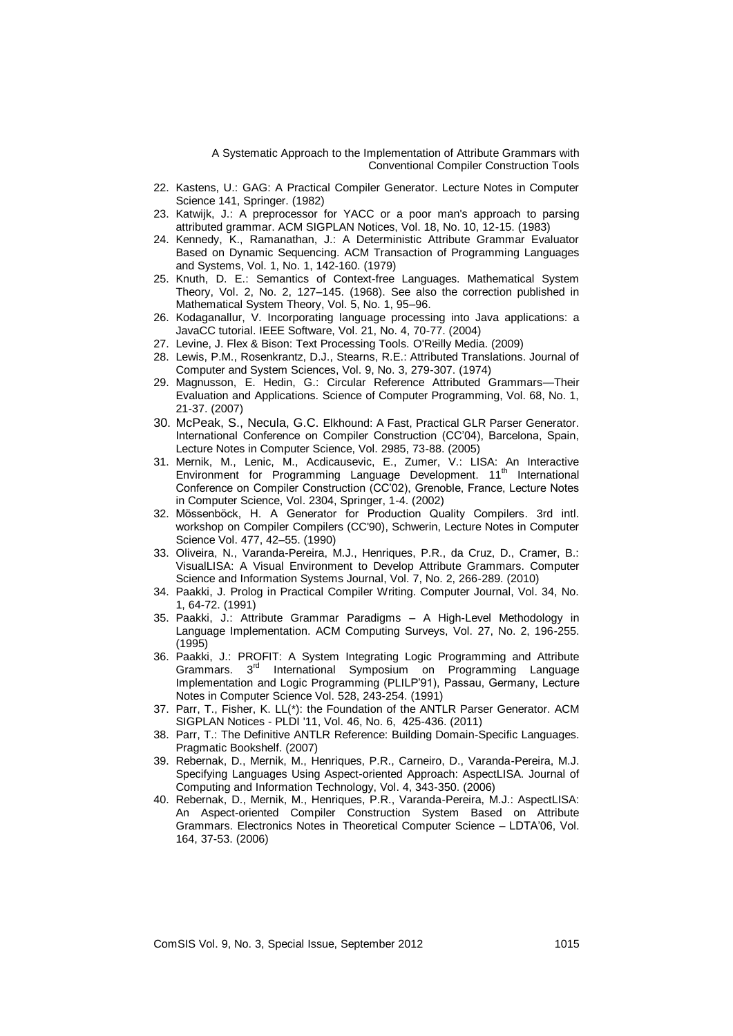22. Kastens, U.: GAG: A Practical Compiler Generator. Lecture Notes in Computer Science 141, Springer. (1982)
23. Katwijk, J.: A preprocessor for YACC or a poor man's approach to parsing attributed grammar. ACM SIGPLAN Notices, Vol. 18, No. 10, 12-15. (1983)
24. Kennedy, K., Ramanathan, J.: A Deterministic Attribute Grammar Evaluator Based on Dynamic Sequencing. ACM Transaction of Programming Languages and Systems, Vol. 1, No. 1, 142-160. (1979)
25. Knuth, D. E.: Semantics of Context-free Languages. Mathematical System Theory, Vol. 2, No. 2, 127–145. (1968). See also the correction published in Mathematical System Theory, Vol. 5, No. 1, 95–96.
26. Kodaganallur, V. Incorporating language processing into Java applications: a JavaCC tutorial. IEEE Software, Vol. 21, No. 4, 70-77. (2004)
27. Levine, J. Flex & Bison: Text Processing Tools. O'Reilly Media. (2009)
28. Lewis, P.M., Rosenkrantz, D.J., Stearns, R.E.: Attributed Translations. Journal of Computer and System Sciences, Vol. 9, No. 3, 279-307. (1974)
29. Magnusson, E. Hedin, G.: Circular Reference Attributed Grammars—Their Evaluation and Applications. Science of Computer Programming, Vol. 68, No. 1, 21-37. (2007)
30. McPeak, S., Necula, G.C. Elkhound: A Fast, Practical GLR Parser Generator. International Conference on Compiler Construction (CC'04), Barcelona, Spain, Lecture Notes in Computer Science, Vol. 2985, 73-88. (2005)
31. Mernik, M., Lenic, M., Acdicausevic, E., Zumer, V.: LISA: An Interactive Environment for Programming Language Development. 11th International Conference on Compiler Construction (CC'02), Grenoble, France, Lecture Notes in Computer Science, Vol. 2304, Springer, 1-4. (2002)
32. Mössenböck, H. A Generator for Production Quality Compilers. 3rd intl. workshop on Compiler Compilers (CC'90), Schwerin, Lecture Notes in Computer Science Vol. 477, 42–55. (1990)
33. Oliveira, N., Varanda-Pereira, M.J., Henriques, P.R., da Cruz, D., Cramer, B.: VisualLISA: A Visual Environment to Develop Attribute Grammars. Computer Science and Information Systems Journal, Vol. 7, No. 2, 266-289. (2010)
34. Paakki, J. Prolog in Practical Compiler Writing. Computer Journal, Vol. 34, No. 1, 64-72. (1991)
35. Paakki, J.: Attribute Grammar Paradigms – A High-Level Methodology in Language Implementation. ACM Computing Surveys, Vol. 27, No. 2, 196-255. (1995)
36. Paakki, J.: PROFIT: A System Integrating Logic Programming and Attribute Grammars. 3rd International Symposium on Programming Language Implementation and Logic Programming (PLILP'91), Passau, Germany, Lecture Notes in Computer Science Vol. 528, 243-254. (1991)
37. Parr, T., Fisher, K. LL(*): the Foundation of the ANTLR Parser Generator. ACM SIGPLAN Notices - PLDI '11, Vol. 46, No. 6, 425-436. (2011)
38. Parr, T.: The Definitive ANTLR Reference: Building Domain-Specific Languages. Pragmatic Bookshelf. (2007)
39. Rebernak, D., Mernik, M., Henriques, P.R., Carneiro, D., Varanda-Pereira, M.J. Specifying Languages Using Aspect-oriented Approach: AspectLISA. Journal of Computing and Information Technology, Vol. 4, 343-350. (2006)
40. Rebernak, D., Mernik, M., Henriques, P.R., Varanda-Pereira, M.J.: AspectLISA: An Aspect-oriented Compiler Construction System Based on Attribute Grammars. Electronics Notes in Theoretical Computer Science – LDTA'06, Vol. 164, 37-53. (2006)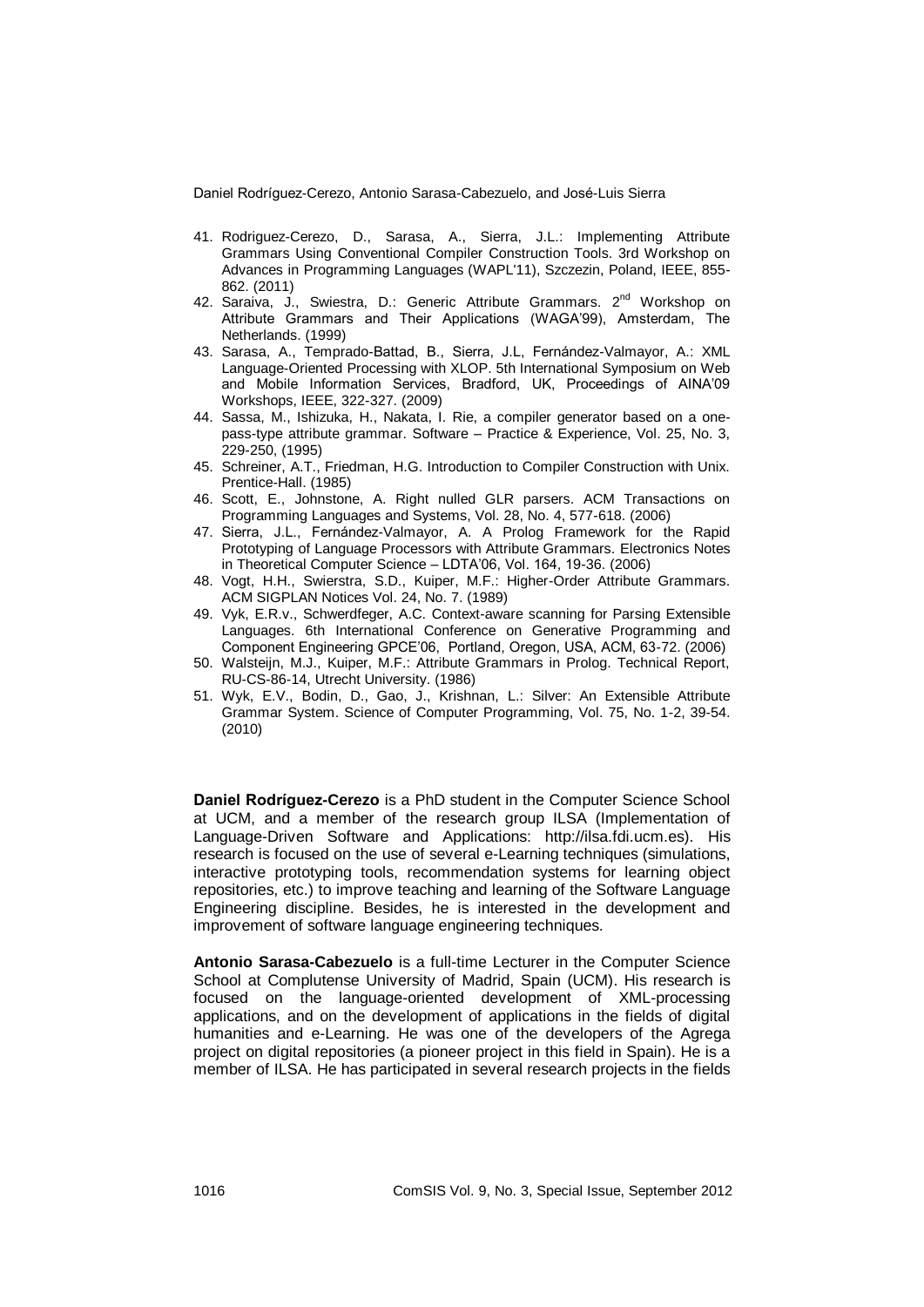41. Rodriguez-Cerezo, D., Sarasa, A., Sierra, J.L.: Implementing Attribute Grammars Using Conventional Compiler Construction Tools. 3rd Workshop on Advances in Programming Languages (WAPL'11), Szczezin, Poland, IEEE, 855-862. (2011)
42. Saraiva, J., Swiestra, D.: Generic Attribute Grammars. 2nd Workshop on Attribute Grammars and Their Applications (WAGA'99), Amsterdam, The Netherlands. (1999)
43. Sarasa, A., Temprado-Battad, B., Sierra, J.L, Fernández-Valmayor, A.: XML Language-Oriented Processing with XLOP. 5th International Symposium on Web and Mobile Information Services, Bradford, UK, Proceedings of AINA'09 Workshops, IEEE, 322-327. (2009)
44. Sassa, M., Ishizuka, H., Nakata, I. Rie, a compiler generator based on a one-pass-type attribute grammar. Software – Practice & Experience, Vol. 25, No. 3, 229-250, (1995)
45. Schreiner, A.T., Friedman, H.G. Introduction to Compiler Construction with Unix. Prentice-Hall. (1985)
46. Scott, E., Johnstone, A. Right nulled GLR parsers. ACM Transactions on Programming Languages and Systems, Vol. 28, No. 4, 577-618. (2006)
47. Sierra, J.L., Fernández-Valmayor, A. A Prolog Framework for the Rapid Prototyping of Language Processors with Attribute Grammars. Electronics Notes in Theoretical Computer Science – LDTA'06, Vol. 164, 19-36. (2006)
48. Vogt, H.H., Swierstra, S.D., Kuiper, M.F.: Higher-Order Attribute Grammars. ACM SIGPLAN Notices Vol. 24, No. 7. (1989)
49. Vyk, E.R.v., Schwerdfeger, A.C. Context-aware scanning for Parsing Extensible Languages. 6th International Conference on Generative Programming and Component Engineering GPCE'06, Portland, Oregon, USA, ACM, 63-72. (2006)
50. Walsteijn, M.J., Kuiper, M.F.: Attribute Grammars in Prolog. Technical Report, RU-CS-86-14, Utrecht University. (1986)
51. Wyk, E.V., Bodin, D., Gao, J., Krishnan, L.: Silver: An Extensible Attribute Grammar System. Science of Computer Programming, Vol. 75, No. 1-2, 39-54. (2010)

**Daniel Rodríguez-Cerezo** is a PhD student in the Computer Science School at UCM, and a member of the research group ILSA (Implementation of Language-Driven Software and Applications: http://ilsa.fdi.ucm.es). His research is focused on the use of several e-Learning techniques (simulations, interactive prototyping tools, recommendation systems for learning object repositories, etc.) to improve teaching and learning of the Software Language Engineering discipline. Besides, he is interested in the development and improvement of software language engineering techniques.

**Antonio Sarasa-Cabezuelo** is a full-time Lecturer in the Computer Science School at Complutense University of Madrid, Spain (UCM). His research is focused on the language-oriented development of XML-processing applications, and on the development of applications in the fields of digital humanities and e-Learning. He was one of the developers of the Agrega project on digital repositories (a pioneer project in this field in Spain). He is a member of ILSA. He has participated in several research projects in the fields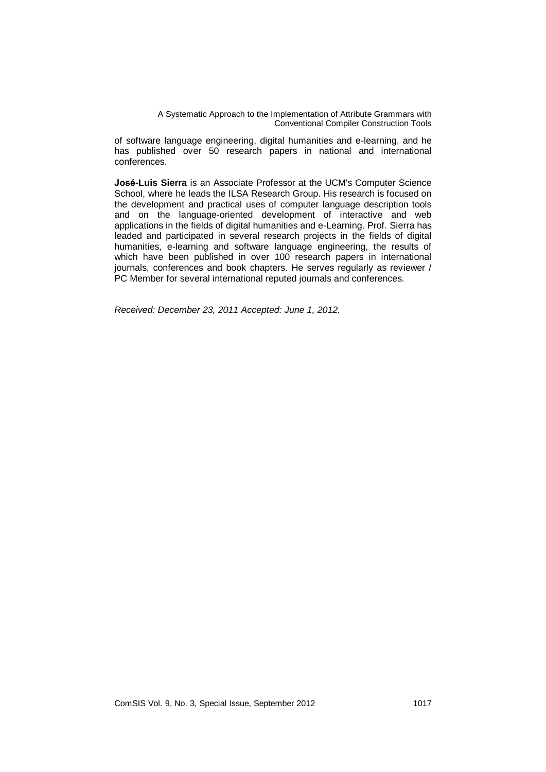of software language engineering, digital humanities and e-learning, and he has published over 50 research papers in national and international conferences.

**José-Luis Sierra** is an Associate Professor at the UCM's Computer Science School, where he leads the ILSA Research Group. His research is focused on the development and practical uses of computer language description tools and on the language-oriented development of interactive and web applications in the fields of digital humanities and e-Learning. Prof. Sierra has leaded and participated in several research projects in the fields of digital humanities, e-learning and software language engineering, the results of which have been published in over 100 research papers in international journals, conferences and book chapters. He serves regularly as reviewer / PC Member for several international reputed journals and conferences.

*Received: December 23, 2011 Accepted: June 1, 2012.*